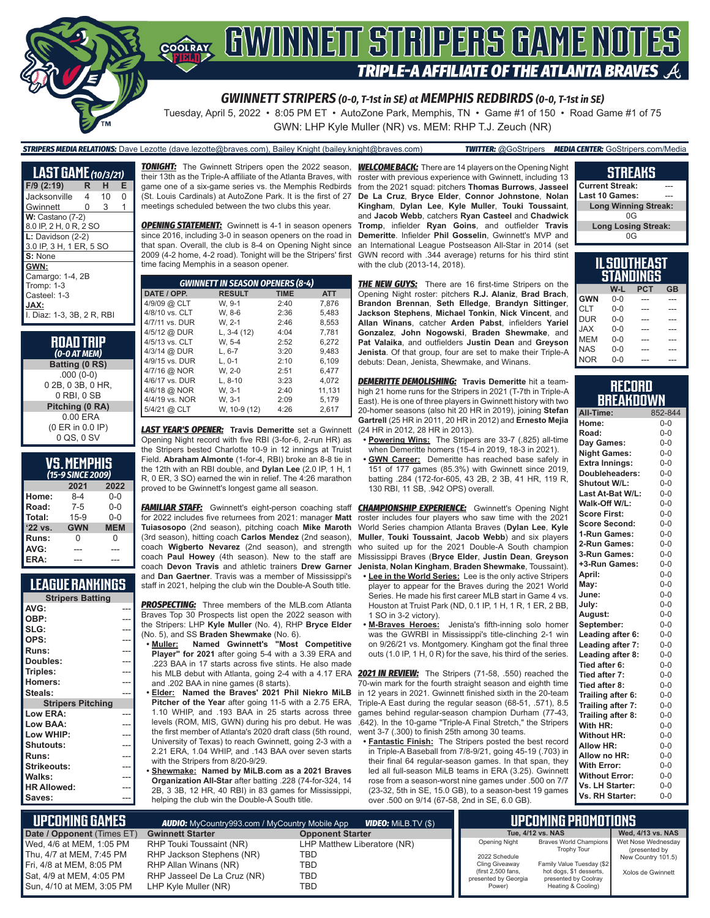# GWINNETT STRIPERS GAME NOTES

## TRIPLE-A AFFILIATE OF THE ATLANTA BRAVES

### GWINNETT STRIPERS (0-0, T-1st in SE) at MEMPHIS REDBIRDS (0-0, T-1st in SE)

Tuesday, April 5, 2022 • 8:05 PM ET • AutoZone Park, Memphis, TN • Game #1 of 150 • Road Game #1 of 75

GWN: LHP Kyle Muller (NR) vs. MEM: RHP T.J. Zeuch (NR)

**STRIPERS MEDIA RELATIONS:** Dave Lezotte (dave.lezotte@braves.com), Bailey Knight (bailey.knight@braves.com) **TWITTER:** @GoStripers **MEDIA CENTER:** GoStripers.com/Media

## LAST GAME (10/3/21)

| F/9 (2:19) | R | H | E |
|---|---|---|---|
| Jacksonville | 4 | 10 | 0 |
| Gwinnett | 0 | 3 | 1 |

**W:** Castano (7-2)
8.0 IP, 2 H, 0 R, 2 SO

**L:** Davidson (2-2)
3.0 IP, 3 H, 1 ER, 5 SO

**S:** None

**GWN:**
Camargo: 1-4, 2B
Tromp: 1-3
Casteel: 1-3

**JAX:**
I. Diaz: 1-3, 3B, 2 R, RBI

## ROAD TRIP
*(0-0 AT MEM)*

**Batting (0 RS)**
.000 (0-0)
0 2B, 0 3B, 0 HR,
0 RBI, 0 SB

**Pitching (0 RA)**
0.00 ERA
(0 ER in 0.0 IP)
0 QS, 0 SV

## VS. MEMPHIS
*(15-9 SINCE 2009)*

| | 2021 | 2022 |
|---|---|---|
| Home: | 8-4 | 0-0 |
| Road: | 7-5 | 0-0 |
| Total: | 15-9 | 0-0 |
| '22 vs. | GWN | MEM |
| Runs: | 0 | 0 |
| AVG: | --- | --- |
| ERA: | --- | --- |

## LEAGUE RANKINGS

| Stripers Batting | |
|---|---|
| AVG: | --- |
| OBP: | --- |
| SLG: | --- |
| OPS: | --- |
| Runs: | --- |
| Doubles: | --- |
| Triples: | --- |
| Homers: | --- |
| Steals: | --- |
| **Stripers Pitching** | |
| Low ERA: | --- |
| Low BAA: | --- |
| Low WHIP: | --- |
| Shutouts: | --- |
| Runs: | --- |
| Strikeouts: | --- |
| Walks: | --- |
| HR Allowed: | --- |
| Saves: | --- |

**TONIGHT:** The Gwinnett Stripers open the 2022 season, their 13th as the Triple-A affiliate of the Atlanta Braves, with game one of a six-game series vs. the Memphis Redbirds (St. Louis Cardinals) at AutoZone Park. It is the first of 27 meetings scheduled between the two clubs this year.

**OPENING STATEMENT:** Gwinnett is 4-1 in season openers since 2016, including 3-0 in season openers on the road in that span. Overall, the club is 8-4 on Opening Night since 2009 (4-2 home, 4-2 road). Tonight will be the Stripers' first time facing Memphis in a season opener.

| GWINNETT IN SEASON OPENERS (8-4) | | | |
|---|---|---|---|
| DATE / OPP. | RESULT | TIME | ATT |
| 4/9/09 @ CLT | W, 9-1 | 2:40 | 7,876 |
| 4/8/10 vs. CLT | W, 8-6 | 2:36 | 5,483 |
| 4/7/11 vs. DUR | W, 2-1 | 2:46 | 8,553 |
| 4/5/12 @ DUR | L, 3-4 (12) | 4:04 | 7,781 |
| 4/5/13 vs. CLT | W, 5-4 | 2:52 | 6,272 |
| 4/3/14 @ DUR | L, 6-7 | 3:20 | 9,483 |
| 4/9/15 vs. DUR | L, 0-1 | 2:10 | 6,109 |
| 4/7/16 @ NOR | W, 2-0 | 2:51 | 6,477 |
| 4/6/17 vs. DUR | L, 8-10 | 3:23 | 4,072 |
| 4/6/18 @ NOR | W, 3-1 | 2:40 | 11,131 |
| 4/19/19 vs. NOR | W, 3-1 | 2:09 | 5,179 |
| 5/4/21 @ CLT | W, 10-9 (12) | 4:26 | 2,617 |

**LAST YEAR'S OPENER:** **Travis Demeritte** set a Gwinnett Opening Night record with five RBI (3-for-6, 2-run HR) as the Stripers bested Charlotte 10-9 in 12 innings at Truist Field. **Abraham Almonte** (1-for-4, RBI) broke an 8-8 tie in the 12th with an RBI double, and **Dylan Lee** (2.0 IP, 1 H, 1 R, 0 ER, 3 SO) earned the win in relief. The 4:26 marathon proved to be Gwinnett's longest game all season.

**FAMILIAR STAFF:** Gwinnett's eight-person coaching staff for 2022 includes five returnees from 2021: manager **Matt Tuiasosopo** (2nd season), pitching coach **Mike Maroth** (3rd season), hitting coach **Carlos Mendez** (2nd season), coach **Wigberto Nevarez** (2nd season), and strength coach **Paul Howey** (4th season). New to the staff are coach **Devon Travis** and athletic trainers **Drew Garner** and **Dan Gaertner**. Travis was a member of Mississippi's staff in 2021, helping the club win the Double-A South title.

**PROSPECTING:** Three members of the MLB.com Atlanta Braves Top 30 Prospects list open the 2022 season with the Stripers: LHP **Kyle Muller** (No. 4), RHP **Bryce Elder** (No. 5), and SS **Braden Shewmake** (No. 6).

- **Muller:** **Named Gwinnett's "Most Competitive Player" for 2021** after going 5-4 with a 3.39 ERA and .223 BAA in 17 starts across five stints. He also made his MLB debut with Atlanta, going 2-4 with a 4.17 ERA and .202 BAA in nine games (8 starts).
- **Elder:** **Named the Braves' 2021 Phil Niekro MiLB Pitcher of the Year** after going 11-5 with a 2.75 ERA, 1.10 WHIP, and .193 BAA in 25 starts across three levels (ROM, MIS, GWN) during his pro debut. He was the first member of Atlanta's 2020 draft class (5th round, University of Texas) to reach Gwinnett, going 2-3 with a 2.21 ERA, 1.04 WHIP, and .143 BAA over seven starts with the Stripers from 8/20-9/29.
- **Shewmake:** **Named by MiLB.com as a 2021 Braves Organization All-Star** after batting .228 (74-for-324, 14 2B, 3 3B, 12 HR, 40 RBI) in 83 games for Mississippi, helping the club win the Double-A South title.

**WELCOME BACK:** There are 14 players on the Opening Night roster with previous experience with Gwinnett, including 13 from the 2021 squad: pitchers **Thomas Burrows**, **Jasseel De La Cruz**, **Bryce Elder**, **Connor Johnstone**, **Nolan Kingham**, **Dylan Lee**, **Kyle Muller**, **Touki Toussaint**, and **Jacob Webb**, catchers **Ryan Casteel** and **Chadwick Tromp**, infielder **Ryan Goins**, and outfielder **Travis Demeritte**. Infielder **Phil Gosselin**, Gwinnett's MVP and an International League Postseason All-Star in 2014 (set GWN record with .344 average) returns for his third stint with the club (2013-14, 2018).

**THE NEW GUYS:** There are 16 first-time Stripers on the Opening Night roster: pitchers **R.J. Alaniz**, **Brad Brach**, **Brandon Brennan**, **Seth Elledge**, **Brandyn Sittinger**, **Jackson Stephens**, **Michael Tonkin**, **Nick Vincent**, and **Allan Winans**, catcher **Arden Pabst**, infielders **Yariel Gonzalez**, **John Nogowski**, **Braden Shewmake**, and **Pat Valaika**, and outfielders **Justin Dean** and **Greyson Jenista**. Of that group, four are set to make their Triple-A debuts: Dean, Jenista, Shewmake, and Winans.

**DEMERITTE DEMOLISHING:** **Travis Demeritte** hit a team-high 21 home runs for the Stripers in 2021 (T-7th in Triple-A East). He is one of three players in Gwinnett history with two 20-homer seasons (also hit 20 HR in 2019), joining **Stefan Gartrell** (25 HR in 2011, 20 HR in 2012) and **Ernesto Mejia** (24 HR in 2012, 28 HR in 2013).

- **Powering Wins:** The Stripers are 33-7 (.825) all-time when Demeritte homers (15-4 in 2019, 18-3 in 2021).
- **GWN Career:** Demeritte has reached base safely in 151 of 177 games (85.3%) with Gwinnett since 2019, batting .284 (172-for-605, 43 2B, 2 3B, 41 HR, 119 R, 130 RBI, 11 SB, .942 OPS) overall.

**CHAMPIONSHIP EXPERIENCE:** Gwinnett's Opening Night roster includes four players who saw time with the 2021 World Series champion Atlanta Braves (**Dylan Lee**, **Kyle Muller**, **Touki Toussaint**, **Jacob Webb**) and six players who suited up for the 2021 Double-A South champion Mississippi Braves (**Bryce Elder**, **Justin Dean**, **Greyson Jenista**, **Nolan Kingham**, **Braden Shewmake**, Toussaint).

- **Lee in the World Series:** Lee is the only active Stripers player to appear for the Braves during the 2021 World Series. He made his first career MLB start in Game 4 vs. Houston at Truist Park (ND, 0.1 IP, 1 H, 1 R, 1 ER, 2 BB, 1 SO in 3-2 victory).
- **M-Braves Heroes:** Jenista's fifth-inning solo homer was the GWRBI in Mississippi's title-clinching 2-1 win on 9/26/21 vs. Montgomery. Kingham got the final three outs (1.0 IP, 1 H, 0 R) for the save, his third of the series.

**2021 IN REVIEW:** The Stripers (71-58, .550) reached the 70-win mark for the fourth straight season and eighth time in 12 years in 2021. Gwinnett finished sixth in the 20-team Triple-A East during the regular season (68-51, .571), 8.5 games behind regular-season champion Durham (77-43, .642). In the 10-game "Triple-A Final Stretch," the Stripers went 3-7 (.300) to finish 25th among 30 teams.

- **Fantastic Finish:** The Stripers posted the best record in Triple-A Baseball from 7/8-9/21, going 45-19 (.703) in their final 64 regular-season games. In that span, they led all full-season MiLB teams in ERA (3.25). Gwinnett rose from a season-worst nine games under .500 on 7/7 (23-32, 5th in SE, 15.0 GB), to a season-best 19 games over .500 on 9/14 (67-58, 2nd in SE, 6.0 GB).

## STREAKS

| | |
|---|---|
| Current Streak: | --- |
| Last 10 Games: | --- |
| **Long Winning Streak:** | |
| 0G | |
| **Long Losing Streak:** | |
| 0G | |

## IL SOUTHEAST STANDINGS

| | W-L | PCT | GB |
|---|---|---|---|
| GWN | 0-0 | --- | --- |
| CLT | 0-0 | --- | --- |
| DUR | 0-0 | --- | --- |
| JAX | 0-0 | --- | --- |
| MEM | 0-0 | --- | --- |
| NAS | 0-0 | --- | --- |
| NOR | 0-0 | --- | --- |

## RECORD BREAKDOWN

| | |
|---|---|
| All-Time: | 852-844 |
| Home: | 0-0 |
| Road: | 0-0 |
| Day Games: | 0-0 |
| Night Games: | 0-0 |
| Extra Innings: | 0-0 |
| Doubleheaders: | 0-0 |
| Shutout W/L: | 0-0 |
| Last At-Bat W/L: | 0-0 |
| Walk-Off W/L: | 0-0 |
| Score First: | 0-0 |
| Score Second: | 0-0 |
| 1-Run Games: | 0-0 |
| 2-Run Games: | 0-0 |
| 3-Run Games: | 0-0 |
| +3-Run Games: | 0-0 |
| April: | 0-0 |
| May: | 0-0 |
| June: | 0-0 |
| July: | 0-0 |
| August: | 0-0 |
| September: | 0-0 |
| Leading after 6: | 0-0 |
| Leading after 7: | 0-0 |
| Leading after 8: | 0-0 |
| Tied after 6: | 0-0 |
| Tied after 7: | 0-0 |
| Tied after 8: | 0-0 |
| Trailing after 6: | 0-0 |
| Trailing after 7: | 0-0 |
| Trailing after 8: | 0-0 |
| With HR: | 0-0 |
| Without HR: | 0-0 |
| Allow HR: | 0-0 |
| Allow no HR: | 0-0 |
| With Error: | 0-0 |
| Without Error: | 0-0 |
| Vs. LH Starter: | 0-0 |
| Vs. RH Starter: | 0-0 |

## UPCOMING GAMES

**AUDIO:** MyCountry993.com / MyCountry Mobile App **VIDEO:** MiLB.TV ($)

| Date / Opponent (Times ET) | Gwinnett Starter | Opponent Starter |
|---|---|---|
| Wed, 4/6 at MEM, 1:05 PM | RHP Touki Toussaint (NR) | LHP Matthew Liberatore (NR) |
| Thu, 4/7 at MEM, 7:45 PM | RHP Jackson Stephens (NR) | TBD |
| Fri, 4/8 at MEM, 8:05 PM | RHP Allan Winans (NR) | TBD |
| Sat, 4/9 at MEM, 4:05 PM | RHP Jasseel De La Cruz (NR) | TBD |
| Sun, 4/10 at MEM, 3:05 PM | LHP Kyle Muller (NR) | TBD |

## UPCOMING PROMOTIONS

| Tue, 4/12 vs. NAS | | Wed, 4/13 vs. NAS |
|---|---|---|
| Opening Night<br><br>2022 Schedule Cling Giveaway (first 2,500 fans, presented by Georgia Power) | Braves World Champions Trophy Tour<br><br>Family Value Tuesday ($2 hot dogs, $1 desserts, presented by Coolray Heating & Cooling) | Wet Nose Wednesday (presented by New Country 101.5)<br><br>Xolos de Gwinnett |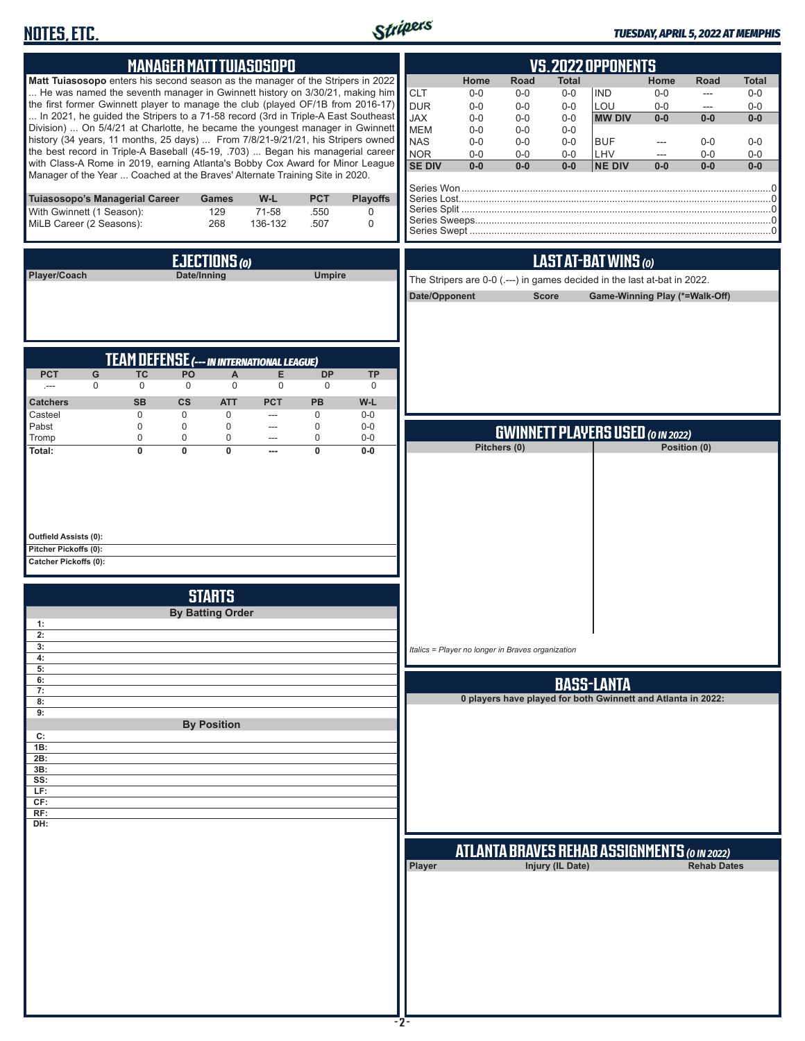## MANAGER MATT TUIASOSOPO

**Matt Tuiasosopo** enters his second season as the manager of the Stripers in 2022 ... He was named the seventh manager in Gwinnett history on 3/30/21, making him the first former Gwinnett player to manage the club (played OF/1B from 2016-17) ... In 2021, he guided the Stripers to a 71-58 record (3rd in Triple-A East Southeast Division) ... On 5/4/21 at Charlotte, he became the youngest manager in Gwinnett history (34 years, 11 months, 25 days) ... From 7/8/21-9/21/21, his Stripers owned the best record in Triple-A Baseball (45-19, .703) ... Began his managerial career with Class-A Rome in 2019, earning Atlanta's Bobby Cox Award for Minor League Manager of the Year ... Coached at the Braves' Alternate Training Site in 2020.

| Tuiasosopo's Managerial Career | Games | W-L | PCT | Playoffs |
|---|---|---|---|---|
| With Gwinnett (1 Season): | 129 | 71-58 | .550 | 0 |
| MiLB Career (2 Seasons): | 268 | 136-132 | .507 | 0 |

## VS. 2022 OPPONENTS

| | Home | Road | Total | | Home | Road | Total |
|---|---|---|---|---|---|---|---|
| CLT | 0-0 | 0-0 | 0-0 | IND | 0-0 | --- | 0-0 |
| DUR | 0-0 | 0-0 | 0-0 | LOU | 0-0 | --- | 0-0 |
| JAX | 0-0 | 0-0 | 0-0 | **MW DIV** | **0-0** | **0-0** | **0-0** |
| MEM | 0-0 | 0-0 | 0-0 | | | | |
| NAS | 0-0 | 0-0 | 0-0 | BUF | --- | 0-0 | 0-0 |
| NOR | 0-0 | 0-0 | 0-0 | LHV | --- | 0-0 | 0-0 |
| **SE DIV** | **0-0** | **0-0** | **0-0** | **NE DIV** | **0-0** | **0-0** | **0-0** |

Series Won....0
Series Lost....0
Series Split....0
Series Sweeps....0
Series Swept....0

## EJECTIONS (0)

| Player/Coach | Date/Inning | Umpire |
|---|---|---|

## LAST AT-BAT WINS (0)

The Stripers are 0-0 (.---) in games decided in the last at-bat in 2022.

| Date/Opponent | Score | Game-Winning Play (*=Walk-Off) |
|---|---|---|

## TEAM DEFENSE (--- IN INTERNATIONAL LEAGUE)

| PCT | G | TC | PO | A | E | DP | TP |
|---|---|---|---|---|---|---|---|
| .--- | 0 | 0 | 0 | 0 | 0 | 0 | 0 |

| Catchers | SB | CS | ATT | PCT | PB | W-L |
|---|---|---|---|---|---|---|
| Casteel | 0 | 0 | 0 | --- | 0 | 0-0 |
| Pabst | 0 | 0 | 0 | --- | 0 | 0-0 |
| Tromp | 0 | 0 | 0 | --- | 0 | 0-0 |
| **Total:** | **0** | **0** | **0** | **---** | **0** | **0-0** |

**Outfield Assists (0):**
**Pitcher Pickoffs (0):**
**Catcher Pickoffs (0):**

## GWINNETT PLAYERS USED (0 IN 2022)

| Pitchers (0) | Position (0) |
|---|---|

*Italics = Player no longer in Braves organization*

## STARTS

**By Batting Order**

1:
2:
3:
4:
5:
6:
7:
8:
9:

**By Position**

C:
1B:
2B:
3B:
SS:
LF:
CF:
RF:
DH:

## BASS-LANTA

**0 players have played for both Gwinnett and Atlanta in 2022:**

## ATLANTA BRAVES REHAB ASSIGNMENTS (0 IN 2022)

| Player | Injury (IL Date) | Rehab Dates |
|---|---|---|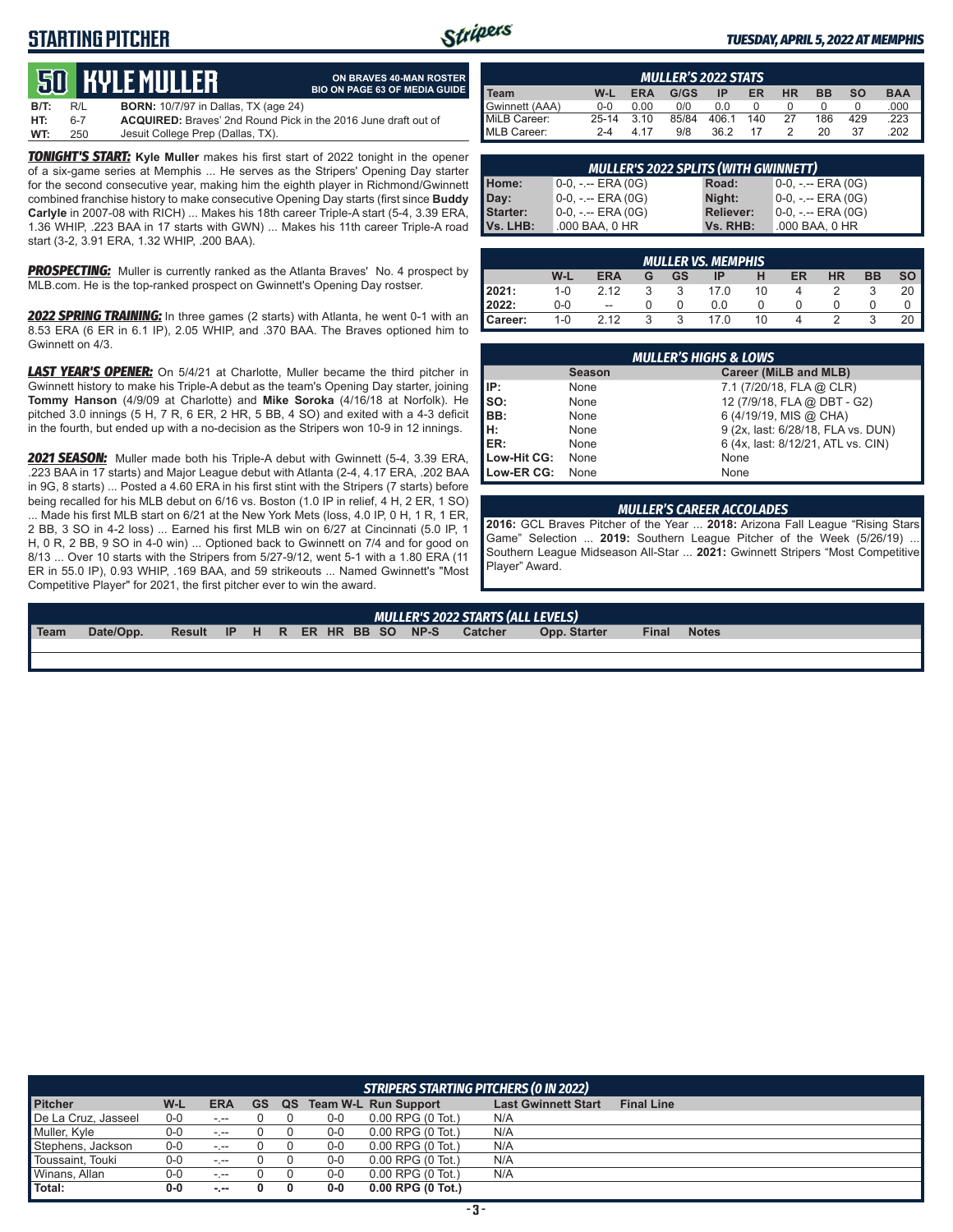## STARTING PITCHER

*TUESDAY, APRIL 5, 2022 AT MEMPHIS*

# 50 KYLE MULLER

**ON BRAVES 40-MAN ROSTER**
**BIO ON PAGE 63 OF MEDIA GUIDE**

**B/T:** R/L **BORN:** 10/7/97 in Dallas, TX (age 24)
**HT:** 6-7 **ACQUIRED:** Braves' 2nd Round Pick in the 2016 June draft out of
**WT:** 250 Jesuit College Prep (Dallas, TX).

***TONIGHT'S START:*** **Kyle Muller** makes his first start of 2022 tonight in the opener of a six-game series at Memphis ... He serves as the Stripers' Opening Day starter for the second consecutive year, making him the eighth player in Richmond/Gwinnett combined franchise history to make consecutive Opening Day starts (first since **Buddy Carlyle** in 2007-08 with RICH) ... Makes his 18th career Triple-A start (5-4, 3.39 ERA, 1.36 WHIP, .223 BAA in 17 starts with GWN) ... Makes his 11th career Triple-A road start (3-2, 3.91 ERA, 1.32 WHIP, .200 BAA).

***PROSPECTING:*** Muller is currently ranked as the Atlanta Braves' No. 4 prospect by MLB.com. He is the top-ranked prospect on Gwinnett's Opening Day rostser.

***2022 SPRING TRAINING:*** In three games (2 starts) with Atlanta, he went 0-1 with an 8.53 ERA (6 ER in 6.1 IP), 2.05 WHIP, and .370 BAA. The Braves optioned him to Gwinnett on 4/3.

***LAST YEAR'S OPENER:*** On 5/4/21 at Charlotte, Muller became the third pitcher in Gwinnett history to make his Triple-A debut as the team's Opening Day starter, joining **Tommy Hanson** (4/9/09 at Charlotte) and **Mike Soroka** (4/16/18 at Norfolk). He pitched 3.0 innings (5 H, 7 R, 6 ER, 2 HR, 5 BB, 4 SO) and exited with a 4-3 deficit in the fourth, but ended up with a no-decision as the Stripers won 10-9 in 12 innings.

***2021 SEASON:*** Muller made both his Triple-A debut with Gwinnett (5-4, 3.39 ERA, .223 BAA in 17 starts) and Major League debut with Atlanta (2-4, 4.17 ERA, .202 BAA in 9G, 8 starts) ... Posted a 4.60 ERA in his first stint with the Stripers (7 starts) before being recalled for his MLB debut on 6/16 vs. Boston (1.0 IP in relief, 4 H, 2 ER, 1 SO) ... Made his first MLB start on 6/21 at the New York Mets (loss, 4.0 IP, 0 H, 1 R, 1 ER, 2 BB, 3 SO in 4-2 loss) ... Earned his first MLB win on 6/27 at Cincinnati (5.0 IP, 1 H, 0 R, 2 BB, 9 SO in 4-0 win) ... Optioned back to Gwinnett on 7/4 and for good on 8/13 ... Over 10 starts with the Stripers from 5/27-9/12, went 5-1 with a 1.80 ERA (11 ER in 55.0 IP), 0.93 WHIP, .169 BAA, and 59 strikeouts ... Named Gwinnett's "Most Competitive Player" for 2021, the first pitcher ever to win the award.

### MULLER'S 2022 STATS

| Team | W-L | ERA | G/GS | IP | ER | HR | BB | SO | BAA |
|---|---|---|---|---|---|---|---|---|---|
| Gwinnett (AAA) | 0-0 | 0.00 | 0/0 | 0.0 | 0 | 0 | 0 | 0 | .000 |
| MiLB Career: | 25-14 | 3.10 | 85/84 | 406.1 | 140 | 27 | 186 | 429 | .223 |
| MLB Career: | 2-4 | 4.17 | 9/8 | 36.2 | 17 | 2 | 20 | 37 | .202 |

### MULLER'S 2022 SPLITS (WITH GWINNETT)

| | | | |
|---|---|---|---|
| Home: | 0-0, -.-- ERA (0G) | Road: | 0-0, -.-- ERA (0G) |
| Day: | 0-0, -.-- ERA (0G) | Night: | 0-0, -.-- ERA (0G) |
| Starter: | 0-0, -.-- ERA (0G) | Reliever: | 0-0, -.-- ERA (0G) |
| Vs. LHB: | .000 BAA, 0 HR | Vs. RHB: | .000 BAA, 0 HR |

### MULLER VS. MEMPHIS

| | W-L | ERA | G | GS | IP | H | ER | HR | BB | SO |
|---|---|---|---|---|---|---|---|---|---|---|
| 2021: | 1-0 | 2.12 | 3 | 3 | 17.0 | 10 | 4 | 2 | 3 | 20 |
| 2022: | 0-0 | -- | 0 | 0 | 0.0 | 0 | 0 | 0 | 0 | 0 |
| Career: | 1-0 | 2.12 | 3 | 3 | 17.0 | 10 | 4 | 2 | 3 | 20 |

### MULLER'S HIGHS & LOWS

| | Season | Career (MiLB and MLB) |
|---|---|---|
| IP: | None | 7.1 (7/20/18, FLA @ CLR) |
| SO: | None | 12 (7/9/18, FLA @ DBT - G2) |
| BB: | None | 6 (4/19/19, MIS @ CHA) |
| H: | None | 9 (2x, last: 6/28/18, FLA vs. DUN) |
| ER: | None | 6 (4x, last: 8/12/21, ATL vs. CIN) |
| Low-Hit CG: | None | None |
| Low-ER CG: | None | None |

### MULLER'S CAREER ACCOLADES

**2016:** GCL Braves Pitcher of the Year ... **2018:** Arizona Fall League "Rising Stars Game" Selection ... **2019:** Southern League Pitcher of the Week (5/26/19) ... Southern League Midseason All-Star ... **2021:** Gwinnett Stripers "Most Competitive Player" Award.

### MULLER'S 2022 STARTS (ALL LEVELS)

| Team | Date/Opp. | Result | IP | H | R | ER | HR | BB | SO | NP-S | Catcher | Opp. Starter | Final | Notes |
|---|---|---|---|---|---|---|---|---|---|---|---|---|---|---|
| | | | | | | | | | | | | | | |

### STRIPERS STARTING PITCHERS (0 IN 2022)

| Pitcher | W-L | ERA | GS | QS | Team W-L | Run Support | Last Gwinnett Start | Final Line |
|---|---|---|---|---|---|---|---|---|
| De La Cruz, Jasseel | 0-0 | -.-- | 0 | 0 | 0-0 | 0.00 RPG (0 Tot.) | N/A | |
| Muller, Kyle | 0-0 | -.-- | 0 | 0 | 0-0 | 0.00 RPG (0 Tot.) | N/A | |
| Stephens, Jackson | 0-0 | -.-- | 0 | 0 | 0-0 | 0.00 RPG (0 Tot.) | N/A | |
| Toussaint, Touki | 0-0 | -.-- | 0 | 0 | 0-0 | 0.00 RPG (0 Tot.) | N/A | |
| Winans, Allan | 0-0 | -.-- | 0 | 0 | 0-0 | 0.00 RPG (0 Tot.) | N/A | |
| **Total:** | **0-0** | **-.--** | **0** | **0** | **0-0** | **0.00 RPG (0 Tot.)** | | |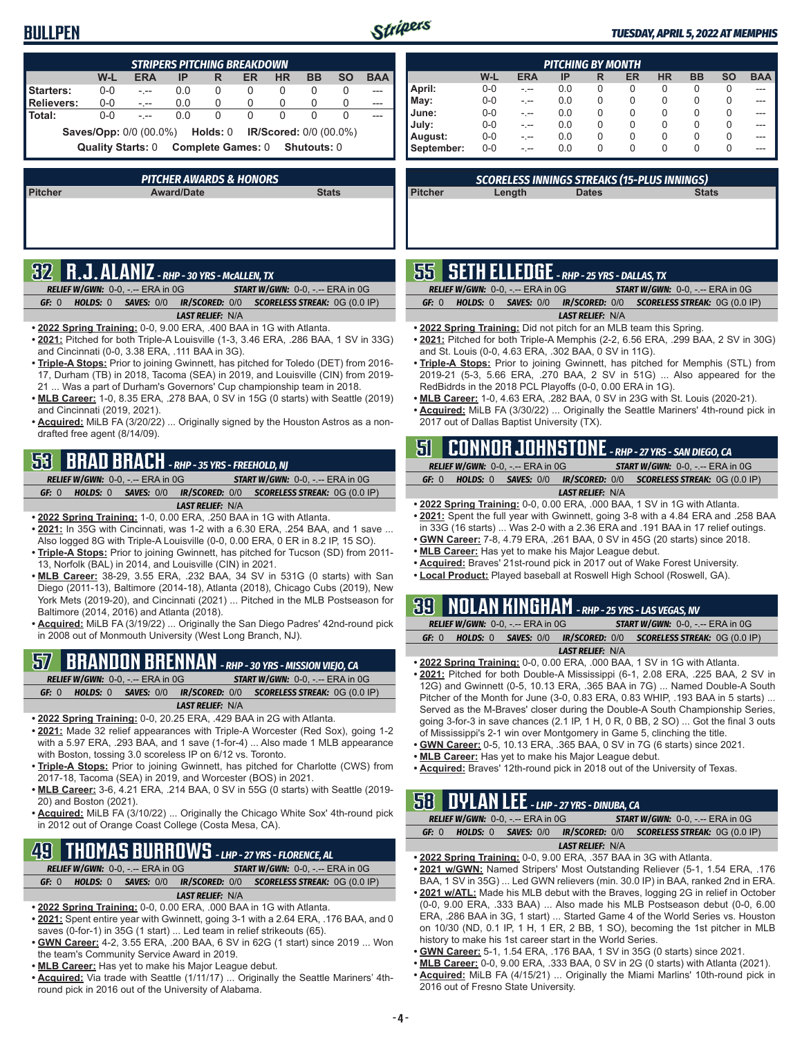# BULLPEN

### STRIPERS PITCHING BREAKDOWN

| | W-L | ERA | IP | R | ER | HR | BB | SO | BAA |
|---|---|---|---|---|---|---|---|---|---|
| Starters: | 0-0 | -.-- | 0.0 | 0 | 0 | 0 | 0 | 0 | --- |
| Relievers: | 0-0 | -.-- | 0.0 | 0 | 0 | 0 | 0 | 0 | --- |
| Total: | 0-0 | -.-- | 0.0 | 0 | 0 | 0 | 0 | 0 | --- |

**Saves/Opp:** 0/0 (00.0%) **Holds:** 0 **IR/Scored:** 0/0 (00.0%)

**Quality Starts:** 0 **Complete Games:** 0 **Shutouts:** 0

### PITCHING BY MONTH

| | W-L | ERA | IP | R | ER | HR | BB | SO | BAA |
|---|---|---|---|---|---|---|---|---|---|
| April: | 0-0 | -.-- | 0.0 | 0 | 0 | 0 | 0 | 0 | --- |
| May: | 0-0 | -.-- | 0.0 | 0 | 0 | 0 | 0 | 0 | --- |
| June: | 0-0 | -.-- | 0.0 | 0 | 0 | 0 | 0 | 0 | --- |
| July: | 0-0 | -.-- | 0.0 | 0 | 0 | 0 | 0 | 0 | --- |
| August: | 0-0 | -.-- | 0.0 | 0 | 0 | 0 | 0 | 0 | --- |
| September: | 0-0 | -.-- | 0.0 | 0 | 0 | 0 | 0 | 0 | --- |

### PITCHER AWARDS & HONORS

| Pitcher | Award/Date | Stats |
|---|---|---|

### SCORELESS INNINGS STREAKS (15-PLUS INNINGS)

| Pitcher | Length | Dates | Stats |
|---|---|---|---|

## 32 R.J. ALANIZ - RHP - 30 YRS - McALLEN, TX

*RELIEF W/GWN:* 0-0, -.-- ERA in 0G *START W/GWN:* 0-0, -.-- ERA in 0G
*GF:* 0 *HOLDS:* 0 *SAVES:* 0/0 *IR/SCORED:* 0/0 *SCORELESS STREAK:* 0G (0.0 IP)
*LAST RELIEF:* N/A

- **2022 Spring Training:** 0-0, 9.00 ERA, .400 BAA in 1G with Atlanta.
- **2021:** Pitched for both Triple-A Louisville (1-3, 3.46 ERA, .286 BAA, 1 SV in 33G) and Cincinnati (0-0, 3.38 ERA, .111 BAA in 3G).
- **Triple-A Stops:** Prior to joining Gwinnett, has pitched for Toledo (DET) from 2016-17, Durham (TB) in 2018, Tacoma (SEA) in 2019, and Louisville (CIN) from 2019-21 ... Was a part of Durham's Governors' Cup championship team in 2018.
- **MLB Career:** 1-0, 8.35 ERA, .278 BAA, 0 SV in 15G (0 starts) with Seattle (2019) and Cincinnati (2019, 2021).
- **Acquired:** MiLB FA (3/20/22) ... Originally signed by the Houston Astros as a non-drafted free agent (8/14/09).

## 53 BRAD BRACH - RHP - 35 YRS - FREEHOLD, NJ

*RELIEF W/GWN:* 0-0, -.-- ERA in 0G *START W/GWN:* 0-0, -.-- ERA in 0G
*GF:* 0 *HOLDS:* 0 *SAVES:* 0/0 *IR/SCORED:* 0/0 *SCORELESS STREAK:* 0G (0.0 IP)
*LAST RELIEF:* N/A

- **2022 Spring Training:** 1-0, 0.00 ERA, .250 BAA in 1G with Atlanta.
- **2021:** In 35G with Cincinnati, was 1-2 with a 6.30 ERA, .254 BAA, and 1 save ... Also logged 8G with Triple-A Louisville (0-0, 0.00 ERA, 0 ER in 8.2 IP, 15 SO).
- **Triple-A Stops:** Prior to joining Gwinnett, has pitched for Tucson (SD) from 2011-13, Norfolk (BAL) in 2014, and Louisville (CIN) in 2021.
- **MLB Career:** 38-29, 3.55 ERA, .232 BAA, 34 SV in 531G (0 starts) with San Diego (2011-13), Baltimore (2014-18), Atlanta (2018), Chicago Cubs (2019), New York Mets (2019-20), and Cincinnati (2021) ... Pitched in the MLB Postseason for Baltimore (2014, 2016) and Atlanta (2018).
- **Acquired:** MiLB FA (3/19/22) ... Originally the San Diego Padres' 42nd-round pick in 2008 out of Monmouth University (West Long Branch, NJ).

## 57 BRANDON BRENNAN - RHP - 30 YRS - MISSION VIEJO, CA

*RELIEF W/GWN:* 0-0, -.-- ERA in 0G *START W/GWN:* 0-0, -.-- ERA in 0G
*GF:* 0 *HOLDS:* 0 *SAVES:* 0/0 *IR/SCORED:* 0/0 *SCORELESS STREAK:* 0G (0.0 IP)
*LAST RELIEF:* N/A

- **2022 Spring Training:** 0-0, 20.25 ERA, .429 BAA in 2G with Atlanta.
- **2021:** Made 32 relief appearances with Triple-A Worcester (Red Sox), going 1-2 with a 5.97 ERA, .293 BAA, and 1 save (1-for-4) ... Also made 1 MLB appearance with Boston, tossing 3.0 scoreless IP on 6/12 vs. Toronto.
- **Triple-A Stops:** Prior to joining Gwinnett, has pitched for Charlotte (CWS) from 2017-18, Tacoma (SEA) in 2019, and Worcester (BOS) in 2021.
- **MLB Career:** 3-6, 4.21 ERA, .214 BAA, 0 SV in 55G (0 starts) with Seattle (2019-20) and Boston (2021).
- **Acquired:** MiLB FA (3/10/22) ... Originally the Chicago White Sox' 4th-round pick in 2012 out of Orange Coast College (Costa Mesa, CA).

## 49 THOMAS BURROWS - LHP - 27 YRS - FLORENCE, AL

*RELIEF W/GWN:* 0-0, -.-- ERA in 0G *START W/GWN:* 0-0, -.-- ERA in 0G
*GF:* 0 *HOLDS:* 0 *SAVES:* 0/0 *IR/SCORED:* 0/0 *SCORELESS STREAK:* 0G (0.0 IP)
*LAST RELIEF:* N/A

- **2022 Spring Training:** 0-0, 0.00 ERA, .000 BAA in 1G with Atlanta.
- **2021:** Spent entire year with Gwinnett, going 3-1 with a 2.64 ERA, .176 BAA, and 0 saves (0-for-1) in 35G (1 start) ... Led team in relief strikeouts (65).
- **GWN Career:** 4-2, 3.55 ERA, .200 BAA, 6 SV in 62G (1 start) since 2019 ... Won the team's Community Service Award in 2019.
- **MLB Career:** Has yet to make his Major League debut.
- **Acquired:** Via trade with Seattle (1/11/17) ... Originally the Seattle Mariners' 4th-round pick in 2016 out of the University of Alabama.

## 55 SETH ELLEDGE - RHP - 25 YRS - DALLAS, TX

*RELIEF W/GWN:* 0-0, -.-- ERA in 0G *START W/GWN:* 0-0, -.-- ERA in 0G
*GF:* 0 *HOLDS:* 0 *SAVES:* 0/0 *IR/SCORED:* 0/0 *SCORELESS STREAK:* 0G (0.0 IP)
*LAST RELIEF:* N/A

- **2022 Spring Training:** Did not pitch for an MLB team this Spring.
- **2021:** Pitched for both Triple-A Memphis (2-2, 6.56 ERA, .299 BAA, 2 SV in 30G) and St. Louis (0-0, 4.63 ERA, .302 BAA, 0 SV in 11G).
- **Triple-A Stops:** Prior to joining Gwinnett, has pitched for Memphis (STL) from 2019-21 (5-3, 5.66 ERA, .270 BAA, 2 SV in 51G) ... Also appeared for the RedBidrds in the 2018 PCL Playoffs (0-0, 0.00 ERA in 1G).
- **MLB Career:** 1-0, 4.63 ERA, .282 BAA, 0 SV in 23G with St. Louis (2020-21).
- **Acquired:** MiLB FA (3/30/22) ... Originally the Seattle Mariners' 4th-round pick in 2017 out of Dallas Baptist University (TX).

## 51 CONNOR JOHNSTONE - RHP - 27 YRS - SAN DIEGO, CA

*RELIEF W/GWN:* 0-0, -.-- ERA in 0G *START W/GWN:* 0-0, -.-- ERA in 0G
*GF:* 0 *HOLDS:* 0 *SAVES:* 0/0 *IR/SCORED:* 0/0 *SCORELESS STREAK:* 0G (0.0 IP)
*LAST RELIEF:* N/A

- **2022 Spring Training:** 0-0, 0.00 ERA, .000 BAA, 1 SV in 1G with Atlanta.
- **2021:** Spent the full year with Gwinnett, going 3-8 with a 4.84 ERA and .258 BAA in 33G (16 starts) ... Was 2-0 with a 2.36 ERA and .191 BAA in 17 relief outings.
- **GWN Career:** 7-8, 4.79 ERA, .261 BAA, 0 SV in 45G (20 starts) since 2018.
- **MLB Career:** Has yet to make his Major League debut.
- **Acquired:** Braves' 21st-round pick in 2017 out of Wake Forest University.
- **Local Product:** Played baseball at Roswell High School (Roswell, GA).

## 39 NOLAN KINGHAM - RHP - 25 YRS - LAS VEGAS, NV

*RELIEF W/GWN:* 0-0, -.-- ERA in 0G *START W/GWN:* 0-0, -.-- ERA in 0G
*GF:* 0 *HOLDS:* 0 *SAVES:* 0/0 *IR/SCORED:* 0/0 *SCORELESS STREAK:* 0G (0.0 IP)
*LAST RELIEF:* N/A

- **2022 Spring Training:** 0-0, 0.00 ERA, .000 BAA, 1 SV in 1G with Atlanta.
- **2021:** Pitched for both Double-A Mississippi (6-1, 2.08 ERA, .225 BAA, 2 SV in 12G) and Gwinnett (0-5, 10.13 ERA, .365 BAA in 7G) ... Named Double-A South Pitcher of the Month for June (3-0, 0.83 ERA, 0.83 WHIP, .193 BAA in 5 starts) ... Served as the M-Braves' closer during the Double-A South Championship Series, going 3-for-3 in save chances (2.1 IP, 1 H, 0 R, 0 BB, 2 SO) ... Got the final 3 outs of Mississippi's 2-1 win over Montgomery in Game 5, clinching the title.
- **GWN Career:** 0-5, 10.13 ERA, .365 BAA, 0 SV in 7G (6 starts) since 2021.
- **MLB Career:** Has yet to make his Major League debut.
- **Acquired:** Braves' 12th-round pick in 2018 out of the University of Texas.

## 58 DYLAN LEE - LHP - 27 YRS - DINUBA, CA

*RELIEF W/GWN:* 0-0, -.-- ERA in 0G *START W/GWN:* 0-0, -.-- ERA in 0G
*GF:* 0 *HOLDS:* 0 *SAVES:* 0/0 *IR/SCORED:* 0/0 *SCORELESS STREAK:* 0G (0.0 IP)
*LAST RELIEF:* N/A

- **2022 Spring Training:** 0-0, 9.00 ERA, .357 BAA in 3G with Atlanta.
- **2021 w/GWN:** Named Stripers' Most Outstanding Reliever (5-1, 1.54 ERA, .176 BAA, 1 SV in 35G) ... Led GWN relievers (min. 30.0 IP) in BAA, ranked 2nd in ERA.
- **2021 w/ATL:** Made his MLB debut with the Braves, logging 2G in relief in October (0-0, 9.00 ERA, .333 BAA) ... Also made his MLB Postseason debut (0-0, 6.00 ERA, .286 BAA in 3G, 1 start) ... Started Game 4 of the World Series vs. Houston on 10/30 (ND, 0.1 IP, 1 H, 1 ER, 2 BB, 1 SO), becoming the 1st pitcher in MLB history to make his 1st career start in the World Series.
- **GWN Career:** 5-1, 1.54 ERA, .176 BAA, 1 SV in 35G (0 starts) since 2021.
- **MLB Career:** 0-0, 9.00 ERA, .333 BAA, 0 SV in 2G (0 starts) with Atlanta (2021).
- **Acquired:** MiLB FA (4/15/21) ... Originally the Miami Marlins' 10th-round pick in 2016 out of Fresno State University.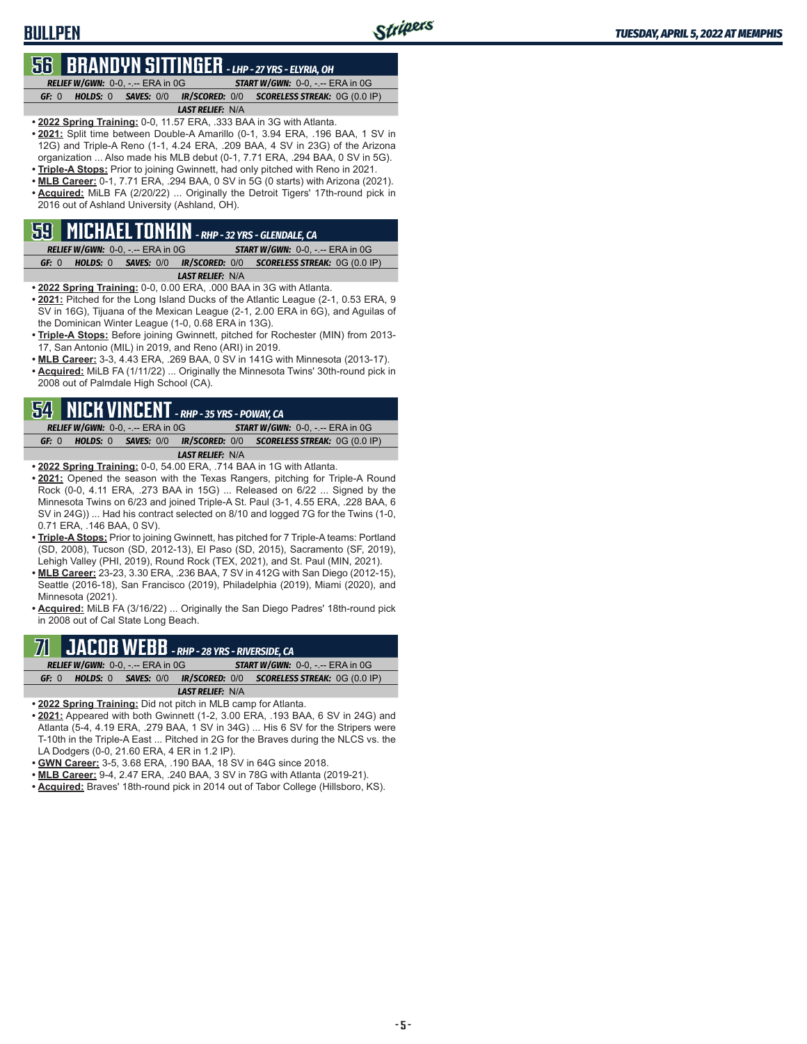# BULLPEN

## 56 BRANDYN SITTINGER - LHP - 27 YRS - ELYRIA, OH

*RELIEF W/GWN:* 0-0, -.-- ERA in 0G *START W/GWN:* 0-0, -.-- ERA in 0G

*GF:* 0 *HOLDS:* 0 *SAVES:* 0/0 *IR/SCORED:* 0/0 *SCORELESS STREAK:* 0G (0.0 IP)

*LAST RELIEF:* N/A

- **2022 Spring Training:** 0-0, 11.57 ERA, .333 BAA in 3G with Atlanta.
- **2021:** Split time between Double-A Amarillo (0-1, 3.94 ERA, .196 BAA, 1 SV in 12G) and Triple-A Reno (1-1, 4.24 ERA, .209 BAA, 4 SV in 23G) of the Arizona organization ... Also made his MLB debut (0-1, 7.71 ERA, .294 BAA, 0 SV in 5G).
- **Triple-A Stops:** Prior to joining Gwinnett, had only pitched with Reno in 2021.
- **MLB Career:** 0-1, 7.71 ERA, .294 BAA, 0 SV in 5G (0 starts) with Arizona (2021).
- **Acquired:** MiLB FA (2/20/22) ... Originally the Detroit Tigers' 17th-round pick in 2016 out of Ashland University (Ashland, OH).

## 59 MICHAEL TONKIN - RHP - 32 YRS - GLENDALE, CA

*RELIEF W/GWN:* 0-0, -.-- ERA in 0G *START W/GWN:* 0-0, -.-- ERA in 0G

*GF:* 0 *HOLDS:* 0 *SAVES:* 0/0 *IR/SCORED:* 0/0 *SCORELESS STREAK:* 0G (0.0 IP)

*LAST RELIEF:* N/A

- **2022 Spring Training:** 0-0, 0.00 ERA, .000 BAA in 3G with Atlanta.
- **2021:** Pitched for the Long Island Ducks of the Atlantic League (2-1, 0.53 ERA, 9 SV in 16G), Tijuana of the Mexican League (2-1, 2.00 ERA in 6G), and Aguilas of the Dominican Winter League (1-0, 0.68 ERA in 13G).
- **Triple-A Stops:** Before joining Gwinnett, pitched for Rochester (MIN) from 2013-17, San Antonio (MIL) in 2019, and Reno (ARI) in 2019.
- **MLB Career:** 3-3, 4.43 ERA, .269 BAA, 0 SV in 141G with Minnesota (2013-17).
- **Acquired:** MiLB FA (1/11/22) ... Originally the Minnesota Twins' 30th-round pick in 2008 out of Palmdale High School (CA).

## 54 NICK VINCENT - RHP - 35 YRS - POWAY, CA

*RELIEF W/GWN:* 0-0, -.-- ERA in 0G *START W/GWN:* 0-0, -.-- ERA in 0G

*GF:* 0 *HOLDS:* 0 *SAVES:* 0/0 *IR/SCORED:* 0/0 *SCORELESS STREAK:* 0G (0.0 IP)

*LAST RELIEF:* N/A

- **2022 Spring Training:** 0-0, 54.00 ERA, .714 BAA in 1G with Atlanta.
- **2021:** Opened the season with the Texas Rangers, pitching for Triple-A Round Rock (0-0, 4.11 ERA, .273 BAA in 15G) ... Released on 6/22 ... Signed by the Minnesota Twins on 6/23 and joined Triple-A St. Paul (3-1, 4.55 ERA, .228 BAA, 6 SV in 24G)) ... Had his contract selected on 8/10 and logged 7G for the Twins (1-0, 0.71 ERA, .146 BAA, 0 SV).
- **Triple-A Stops:** Prior to joining Gwinnett, has pitched for 7 Triple-A teams: Portland (SD, 2008), Tucson (SD, 2012-13), El Paso (SD, 2015), Sacramento (SF, 2019), Lehigh Valley (PHI, 2019), Round Rock (TEX, 2021), and St. Paul (MIN, 2021).
- **MLB Career:** 23-23, 3.30 ERA, .236 BAA, 7 SV in 412G with San Diego (2012-15), Seattle (2016-18), San Francisco (2019), Philadelphia (2019), Miami (2020), and Minnesota (2021).
- **Acquired:** MiLB FA (3/16/22) ... Originally the San Diego Padres' 18th-round pick in 2008 out of Cal State Long Beach.

## 71 JACOB WEBB - RHP - 28 YRS - RIVERSIDE, CA

*RELIEF W/GWN:* 0-0, -.-- ERA in 0G *START W/GWN:* 0-0, -.-- ERA in 0G

*GF:* 0 *HOLDS:* 0 *SAVES:* 0/0 *IR/SCORED:* 0/0 *SCORELESS STREAK:* 0G (0.0 IP)

*LAST RELIEF:* N/A

- **2022 Spring Training:** Did not pitch in MLB camp for Atlanta.
- **2021:** Appeared with both Gwinnett (1-2, 3.00 ERA, .193 BAA, 6 SV in 24G) and Atlanta (5-4, 4.19 ERA, .279 BAA, 1 SV in 34G) ... His 6 SV for the Stripers were T-10th in the Triple-A East ... Pitched in 2G for the Braves during the NLCS vs. the LA Dodgers (0-0, 21.60 ERA, 4 ER in 1.2 IP).
- **GWN Career:** 3-5, 3.68 ERA, .190 BAA, 18 SV in 64G since 2018.
- **MLB Career:** 9-4, 2.47 ERA, .240 BAA, 3 SV in 78G with Atlanta (2019-21).
- **Acquired:** Braves' 18th-round pick in 2014 out of Tabor College (Hillsboro, KS).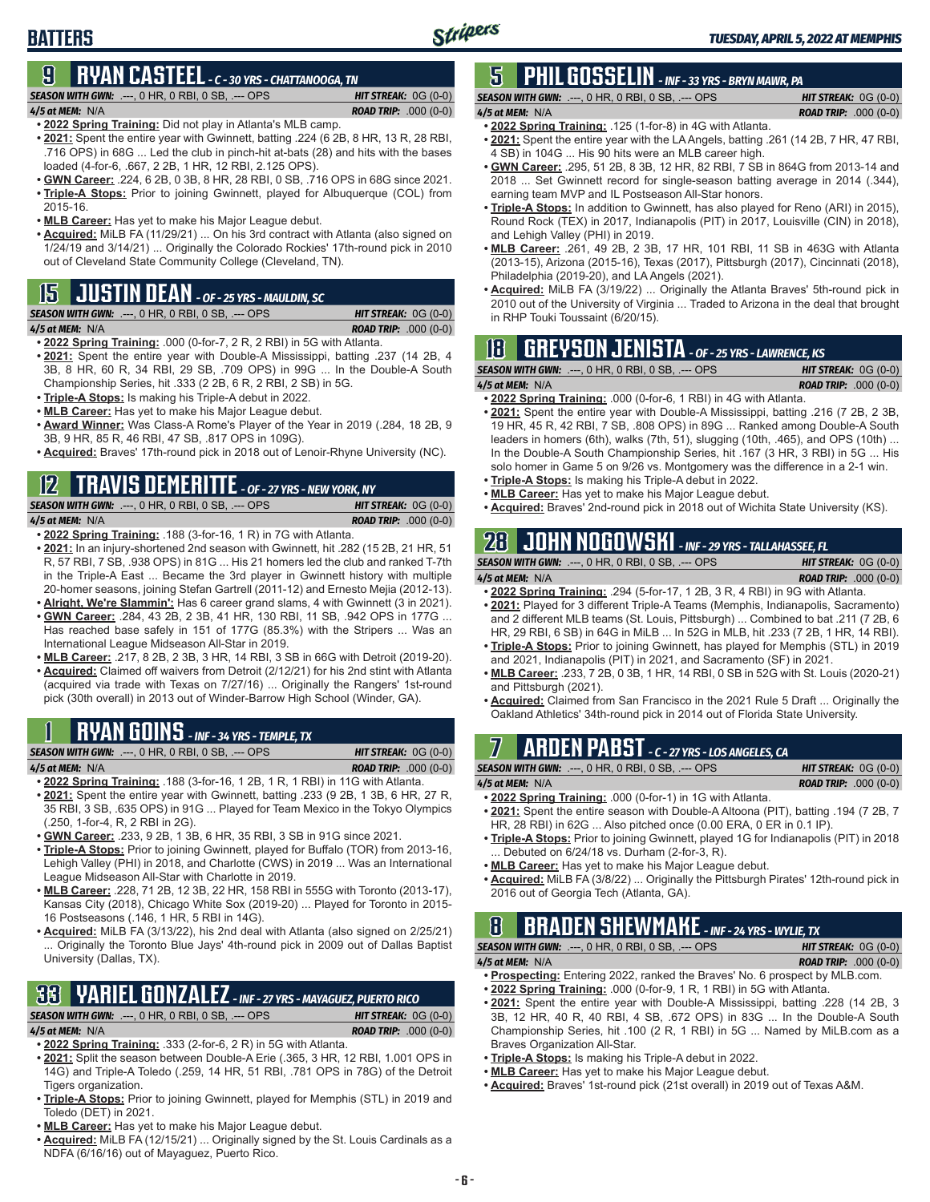# BATTERS

## 9 RYAN CASTEEL - C - 30 YRS - CHATTANOOGA, TN

**SEASON WITH GWN:** .---, 0 HR, 0 RBI, 0 SB, .--- OPS | **HIT STREAK:** 0G (0-0)
**4/5 at MEM:** N/A | **ROAD TRIP:** .000 (0-0)

- **2022 Spring Training:** Did not play in Atlanta's MLB camp.
- **2021:** Spent the entire year with Gwinnett, batting .224 (6 2B, 8 HR, 13 R, 28 RBI, .716 OPS) in 68G ... Led the club in pinch-hit at-bats (28) and hits with the bases loaded (4-for-6, .667, 2 2B, 1 HR, 12 RBI, 2.125 OPS).
- **GWN Career:** .224, 6 2B, 0 3B, 8 HR, 28 RBI, 0 SB, .716 OPS in 68G since 2021.
- **Triple-A Stops:** Prior to joining Gwinnett, played for Albuquerque (COL) from 2015-16.
- **MLB Career:** Has yet to make his Major League debut.
- **Acquired:** MiLB FA (11/29/21) ... On his 3rd contract with Atlanta (also signed on 1/24/19 and 3/14/21) ... Originally the Colorado Rockies' 17th-round pick in 2010 out of Cleveland State Community College (Cleveland, TN).

## 15 JUSTIN DEAN - OF - 25 YRS - MAULDIN, SC

**SEASON WITH GWN:** .---, 0 HR, 0 RBI, 0 SB, .--- OPS | **HIT STREAK:** 0G (0-0)
**4/5 at MEM:** N/A | **ROAD TRIP:** .000 (0-0)

- **2022 Spring Training:** .000 (0-for-7, 2 R, 2 RBI) in 5G with Atlanta.
- **2021:** Spent the entire year with Double-A Mississippi, batting .237 (14 2B, 4 3B, 8 HR, 60 R, 34 RBI, 29 SB, .709 OPS) in 99G ... In the Double-A South Championship Series, hit .333 (2 2B, 6 R, 2 RBI, 2 SB) in 5G.
- **Triple-A Stops:** Is making his Triple-A debut in 2022.
- **MLB Career:** Has yet to make his Major League debut.
- **Award Winner:** Was Class-A Rome's Player of the Year in 2019 (.284, 18 2B, 9 3B, 9 HR, 85 R, 46 RBI, 47 SB, .817 OPS in 109G).
- **Acquired:** Braves' 17th-round pick in 2018 out of Lenoir-Rhyne University (NC).

## 12 TRAVIS DEMERITTE - OF - 27 YRS - NEW YORK, NY

**SEASON WITH GWN:** .---, 0 HR, 0 RBI, 0 SB, .--- OPS | **HIT STREAK:** 0G (0-0)
**4/5 at MEM:** N/A | **ROAD TRIP:** .000 (0-0)

- **2022 Spring Training:** .188 (3-for-16, 1 R) in 7G with Atlanta.
- **2021:** In an injury-shortened 2nd season with Gwinnett, hit .282 (15 2B, 21 HR, 51 R, 57 RBI, 7 SB, .938 OPS) in 81G ... His 21 homers led the club and ranked T-7th in the Triple-A East ... Became the 3rd player in Gwinnett history with multiple 20-homer seasons, joining Stefan Gartrell (2011-12) and Ernesto Mejia (2012-13).
- **Alright, We're Slammin':** Has 6 career grand slams, 4 with Gwinnett (3 in 2021).
- **GWN Career:** .284, 43 2B, 2 3B, 41 HR, 130 RBI, 11 SB, .942 OPS in 177G ... Has reached base safely in 151 of 177G (85.3%) with the Stripers ... Was an International League Midseason All-Star in 2019.
- **MLB Career:** .217, 8 2B, 2 3B, 3 HR, 14 RBI, 3 SB in 66G with Detroit (2019-20).
- **Acquired:** Claimed off waivers from Detroit (2/12/21) for his 2nd stint with Atlanta (acquired via trade with Texas on 7/27/16) ... Originally the Rangers' 1st-round pick (30th overall) in 2013 out of Winder-Barrow High School (Winder, GA).

## 1 RYAN GOINS - INF - 34 YRS - TEMPLE, TX

**SEASON WITH GWN:** .---, 0 HR, 0 RBI, 0 SB, .--- OPS | **HIT STREAK:** 0G (0-0)
**4/5 at MEM:** N/A | **ROAD TRIP:** .000 (0-0)

- **2022 Spring Training:** .188 (3-for-16, 1 2B, 1 R, 1 RBI) in 11G with Atlanta.
- **2021:** Spent the entire year with Gwinnett, batting .233 (9 2B, 1 3B, 6 HR, 27 R, 35 RBI, 3 SB, .635 OPS) in 91G ... Played for Team Mexico in the Tokyo Olympics (.250, 1-for-4, R, 2 RBI in 2G).
- **GWN Career:** .233, 9 2B, 1 3B, 6 HR, 35 RBI, 3 SB in 91G since 2021.
- **Triple-A Stops:** Prior to joining Gwinnett, played for Buffalo (TOR) from 2013-16, Lehigh Valley (PHI) in 2018, and Charlotte (CWS) in 2019 ... Was an International League Midseason All-Star with Charlotte in 2019.
- **MLB Career:** .228, 71 2B, 12 3B, 22 HR, 158 RBI in 555G with Toronto (2013-17), Kansas City (2018), Chicago White Sox (2019-20) ... Played for Toronto in 2015-16 Postseasons (.146, 1 HR, 5 RBI in 14G).
- **Acquired:** MiLB FA (3/13/22), his 2nd deal with Atlanta (also signed on 2/25/21) ... Originally the Toronto Blue Jays' 4th-round pick in 2009 out of Dallas Baptist University (Dallas, TX).

## 33 YARIEL GONZALEZ - INF - 27 YRS - MAYAGUEZ, PUERTO RICO

**SEASON WITH GWN:** .---, 0 HR, 0 RBI, 0 SB, .--- OPS | **HIT STREAK:** 0G (0-0)
**4/5 at MEM:** N/A | **ROAD TRIP:** .000 (0-0)

- **2022 Spring Training:** .333 (2-for-6, 2 R) in 5G with Atlanta.
- **2021:** Split the season between Double-A Erie (.365, 3 HR, 12 RBI, 1.001 OPS in 14G) and Triple-A Toledo (.259, 14 HR, 51 RBI, .781 OPS in 78G) of the Detroit Tigers organization.
- **Triple-A Stops:** Prior to joining Gwinnett, played for Memphis (STL) in 2019 and Toledo (DET) in 2021.
- **MLB Career:** Has yet to make his Major League debut.
- **Acquired:** MiLB FA (12/15/21) ... Originally signed by the St. Louis Cardinals as a NDFA (6/16/16) out of Mayaguez, Puerto Rico.

## 5 PHIL GOSSELIN - INF - 33 YRS - BRYN MAWR, PA

**SEASON WITH GWN:** .---, 0 HR, 0 RBI, 0 SB, .--- OPS | **HIT STREAK:** 0G (0-0)
**4/5 at MEM:** N/A | **ROAD TRIP:** .000 (0-0)

- **2022 Spring Training:** .125 (1-for-8) in 4G with Atlanta.
- **2021:** Spent the entire year with the LA Angels, batting .261 (14 2B, 7 HR, 47 RBI, 4 SB) in 104G ... His 90 hits were an MLB career high.
- **GWN Career:** .295, 51 2B, 8 3B, 12 HR, 82 RBI, 7 SB in 864G from 2013-14 and 2018 ... Set Gwinnett record for single-season batting average in 2014 (.344), earning team MVP and IL Postseason All-Star honors.
- **Triple-A Stops:** In addition to Gwinnett, has also played for Reno (ARI) in 2015), Round Rock (TEX) in 2017, Indianapolis (PIT) in 2017, Louisville (CIN) in 2018), and Lehigh Valley (PHI) in 2019.
- **MLB Career:** .261, 49 2B, 2 3B, 17 HR, 101 RBI, 11 SB in 463G with Atlanta (2013-15), Arizona (2015-16), Texas (2017), Pittsburgh (2017), Cincinnati (2018), Philadelphia (2019-20), and LA Angels (2021).
- **Acquired:** MiLB FA (3/19/22) ... Originally the Atlanta Braves' 5th-round pick in 2010 out of the University of Virginia ... Traded to Arizona in the deal that brought in RHP Touki Toussaint (6/20/15).

## 18 GREYSON JENISTA - OF - 25 YRS - LAWRENCE, KS

**SEASON WITH GWN:** .---, 0 HR, 0 RBI, 0 SB, .--- OPS | **HIT STREAK:** 0G (0-0)
**4/5 at MEM:** N/A | **ROAD TRIP:** .000 (0-0)

- **2022 Spring Training:** .000 (0-for-6, 1 RBI) in 4G with Atlanta.
- **2021:** Spent the entire year with Double-A Mississippi, batting .216 (7 2B, 2 3B, 19 HR, 45 R, 42 RBI, 7 SB, .808 OPS) in 89G ... Ranked among Double-A South leaders in homers (6th), walks (7th, 51), slugging (10th, .465), and OPS (10th) ... In the Double-A South Championship Series, hit .167 (3 HR, 3 RBI) in 5G ... His solo homer in Game 5 on 9/26 vs. Montgomery was the difference in a 2-1 win.
- **Triple-A Stops:** Is making his Triple-A debut in 2022.
- **MLB Career:** Has yet to make his Major League debut.
- **Acquired:** Braves' 2nd-round pick in 2018 out of Wichita State University (KS).

## 28 JOHN NOGOWSKI - INF - 29 YRS - TALLAHASSEE, FL

**SEASON WITH GWN:** .---, 0 HR, 0 RBI, 0 SB, .--- OPS | **HIT STREAK:** 0G (0-0)
**4/5 at MEM:** N/A | **ROAD TRIP:** .000 (0-0)

- **2022 Spring Training:** .294 (5-for-17, 1 2B, 3 R, 4 RBI) in 9G with Atlanta.
- **2021:** Played for 3 different Triple-A Teams (Memphis, Indianapolis, Sacramento) and 2 different MLB teams (St. Louis, Pittsburgh) ... Combined to bat .211 (7 2B, 6 HR, 29 RBI, 6 SB) in 64G in MiLB ... In 52G in MLB, hit .233 (7 2B, 1 HR, 14 RBI).
- **Triple-A Stops:** Prior to joining Gwinnett, has played for Memphis (STL) in 2019 and 2021, Indianapolis (PIT) in 2021, and Sacramento (SF) in 2021.
- **MLB Career:** .233, 7 2B, 0 3B, 1 HR, 14 RBI, 0 SB in 52G with St. Louis (2020-21) and Pittsburgh (2021).
- **Acquired:** Claimed from San Francisco in the 2021 Rule 5 Draft ... Originally the Oakland Athletics' 34th-round pick in 2014 out of Florida State University.

## 7 ARDEN PABST - C - 27 YRS - LOS ANGELES, CA

**SEASON WITH GWN:** .---, 0 HR, 0 RBI, 0 SB, .--- OPS | **HIT STREAK:** 0G (0-0)
**4/5 at MEM:** N/A | **ROAD TRIP:** .000 (0-0)

- **2022 Spring Training:** .000 (0-for-1) in 1G with Atlanta.
- **2021:** Spent the entire season with Double-A Altoona (PIT), batting .194 (7 2B, 7 HR, 28 RBI) in 62G ... Also pitched once (0.00 ERA, 0 ER in 0.1 IP).
- **Triple-A Stops:** Prior to joining Gwinnett, played 1G for Indianapolis (PIT) in 2018 ... Debuted on 6/24/18 vs. Durham (2-for-3, R).
- **MLB Career:** Has yet to make his Major League debut.
- **Acquired:** MiLB FA (3/8/22) ... Originally the Pittsburgh Pirates' 12th-round pick in 2016 out of Georgia Tech (Atlanta, GA).

## 8 BRADEN SHEWMAKE - INF - 24 YRS - WYLIE, TX

**SEASON WITH GWN:** .---, 0 HR, 0 RBI, 0 SB, .--- OPS | **HIT STREAK:** 0G (0-0)
**4/5 at MEM:** N/A | **ROAD TRIP:** .000 (0-0)

- **Prospecting:** Entering 2022, ranked the Braves' No. 6 prospect by MLB.com.
- **2022 Spring Training:** .000 (0-for-9, 1 R, 1 RBI) in 5G with Atlanta.
- **2021:** Spent the entire year with Double-A Mississippi, batting .228 (14 2B, 3 3B, 12 HR, 40 R, 40 RBI, 4 SB, .672 OPS) in 83G ... In the Double-A South Championship Series, hit .100 (2 R, 1 RBI) in 5G ... Named by MiLB.com as a Braves Organization All-Star.
- **Triple-A Stops:** Is making his Triple-A debut in 2022.
- **MLB Career:** Has yet to make his Major League debut.
- **Acquired:** Braves' 1st-round pick (21st overall) in 2019 out of Texas A&M.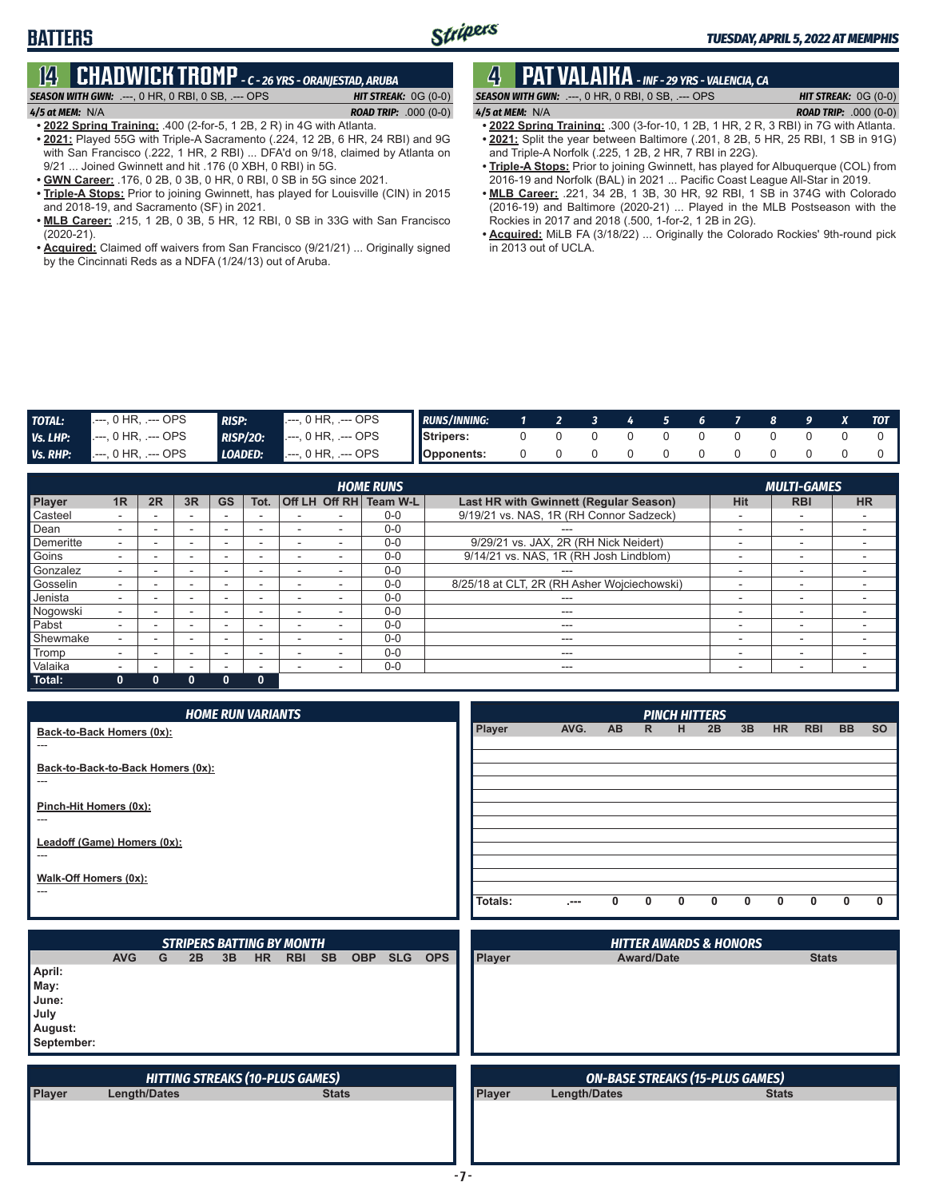# BATTERS

## 14 CHADWICK TROMP - C - 26 YRS - ORANJESTAD, ARUBA

**SEASON WITH GWN:** .---, 0 HR, 0 RBI, 0 SB, .--- OPS **HIT STREAK:** 0G (0-0)
**4/5 at MEM:** N/A **ROAD TRIP:** .000 (0-0)

- **2022 Spring Training:** .400 (2-for-5, 1 2B, 2 R) in 4G with Atlanta.
- **2021:** Played 55G with Triple-A Sacramento (.224, 12 2B, 6 HR, 24 RBI) and 9G with San Francisco (.222, 1 HR, 2 RBI) ... DFA'd on 9/18, claimed by Atlanta on 9/21 ... Joined Gwinnett and hit .176 (0 XBH, 0 RBI) in 5G.
- **GWN Career:** .176, 0 2B, 0 3B, 0 HR, 0 RBI, 0 SB in 5G since 2021.
- **Triple-A Stops:** Prior to joining Gwinnett, has played for Louisville (CIN) in 2015 and 2018-19, and Sacramento (SF) in 2021.
- **MLB Career:** .215, 1 2B, 0 3B, 5 HR, 12 RBI, 0 SB in 33G with San Francisco (2020-21).
- **Acquired:** Claimed off waivers from San Francisco (9/21/21) ... Originally signed by the Cincinnati Reds as a NDFA (1/24/13) out of Aruba.

## 4 PAT VALAIKA - INF - 29 YRS - VALENCIA, CA

**SEASON WITH GWN:** .---, 0 HR, 0 RBI, 0 SB, .--- OPS **HIT STREAK:** 0G (0-0)
**4/5 at MEM:** N/A **ROAD TRIP:** .000 (0-0)

- **2022 Spring Training:** .300 (3-for-10, 1 2B, 1 HR, 2 R, 3 RBI) in 7G with Atlanta.
- **2021:** Split the year between Baltimore (.201, 8 2B, 5 HR, 25 RBI, 1 SB in 91G) and Triple-A Norfolk (.225, 1 2B, 2 HR, 7 RBI in 22G).
- **Triple-A Stops:** Prior to joining Gwinnett, has played for Albuquerque (COL) from 2016-19 and Norfolk (BAL) in 2021 ... Pacific Coast League All-Star in 2019.
- **MLB Career:** .221, 34 2B, 1 3B, 30 HR, 92 RBI, 1 SB in 374G with Colorado (2016-19) and Baltimore (2020-21) ... Played in the MLB Postseason with the Rockies in 2017 and 2018 (.500, 1-for-2, 1 2B in 2G).
- **Acquired:** MiLB FA (3/18/22) ... Originally the Colorado Rockies' 9th-round pick in 2013 out of UCLA.

| | | | |
|---|---|---|---|
| **TOTAL:** | .---, 0 HR, .--- OPS | **RISP:** | .---, 0 HR, .--- OPS |
| **Vs. LHP:** | .---, 0 HR, .--- OPS | **RISP/2O:** | .---, 0 HR, .--- OPS |
| **Vs. RHP:** | .---, 0 HR, .--- OPS | **LOADED:** | .---, 0 HR, .--- OPS |

| RUNS/INNING: | 1 | 2 | 3 | 4 | 5 | 6 | 7 | 8 | 9 | X | TOT |
|---|---|---|---|---|---|---|---|---|---|---|---|
| Stripers: | 0 | 0 | 0 | 0 | 0 | 0 | 0 | 0 | 0 | 0 | 0 |
| Opponents: | 0 | 0 | 0 | 0 | 0 | 0 | 0 | 0 | 0 | 0 | 0 |

| | HOME RUNS | | | | | | | | | MULTI-GAMES | | |
|---|---|---|---|---|---|---|---|---|---|---|---|---|
| Player | 1R | 2R | 3R | GS | Tot. | Off LH | Off RH | Team W-L | Last HR with Gwinnett (Regular Season) | Hit | RBI | HR |
| Casteel | - | - | - | - | - | - | - | 0-0 | 9/19/21 vs. NAS, 1R (RH Connor Sadzeck) | - | - | - |
| Dean | - | - | - | - | - | - | - | 0-0 | --- | - | - | - |
| Demeritte | - | - | - | - | - | - | - | 0-0 | 9/29/21 vs. JAX, 2R (RH Nick Neidert) | - | - | - |
| Goins | - | - | - | - | - | - | - | 0-0 | 9/14/21 vs. NAS, 1R (RH Josh Lindblom) | - | - | - |
| Gonzalez | - | - | - | - | - | - | - | 0-0 | --- | - | - | - |
| Gosselin | - | - | - | - | - | - | - | 0-0 | 8/25/18 at CLT, 2R (RH Asher Wojciechowski) | - | - | - |
| Jenista | - | - | - | - | - | - | - | 0-0 | --- | - | - | - |
| Nogowski | - | - | - | - | - | - | - | 0-0 | --- | - | - | - |
| Pabst | - | - | - | - | - | - | - | 0-0 | --- | - | - | - |
| Shewmake | - | - | - | - | - | - | - | 0-0 | --- | - | - | - |
| Tromp | - | - | - | - | - | - | - | 0-0 | --- | - | - | - |
| Valaika | - | - | - | - | - | - | - | 0-0 | --- | - | - | - |
| **Total:** | 0 | 0 | 0 | 0 | 0 | | | | | | | |

### HOME RUN VARIANTS

**Back-to-Back Homers (0x):**
---

**Back-to-Back-to-Back Homers (0x):**
---

**Pinch-Hit Homers (0x):**
---

**Leadoff (Game) Homers (0x):**
---

**Walk-Off Homers (0x):**
---

### PINCH HITTERS

| Player | AVG. | AB | R | H | 2B | 3B | HR | RBI | BB | SO |
|---|---|---|---|---|---|---|---|---|---|---|
| Totals: | .--- | 0 | 0 | 0 | 0 | 0 | 0 | 0 | 0 | 0 |

### STRIPERS BATTING BY MONTH

| | AVG | G | 2B | 3B | HR | RBI | SB | OBP | SLG | OPS |
|---|---|---|---|---|---|---|---|---|---|---|
| April: | | | | | | | | | | |
| May: | | | | | | | | | | |
| June: | | | | | | | | | | |
| July | | | | | | | | | | |
| August: | | | | | | | | | | |
| September: | | | | | | | | | | |

### HITTER AWARDS & HONORS

| Player | Award/Date | Stats |
|---|---|---|

### HITTING STREAKS (10-PLUS GAMES)

| Player | Length/Dates | Stats |
|---|---|---|

### ON-BASE STREAKS (15-PLUS GAMES)

| Player | Length/Dates | Stats |
|---|---|---|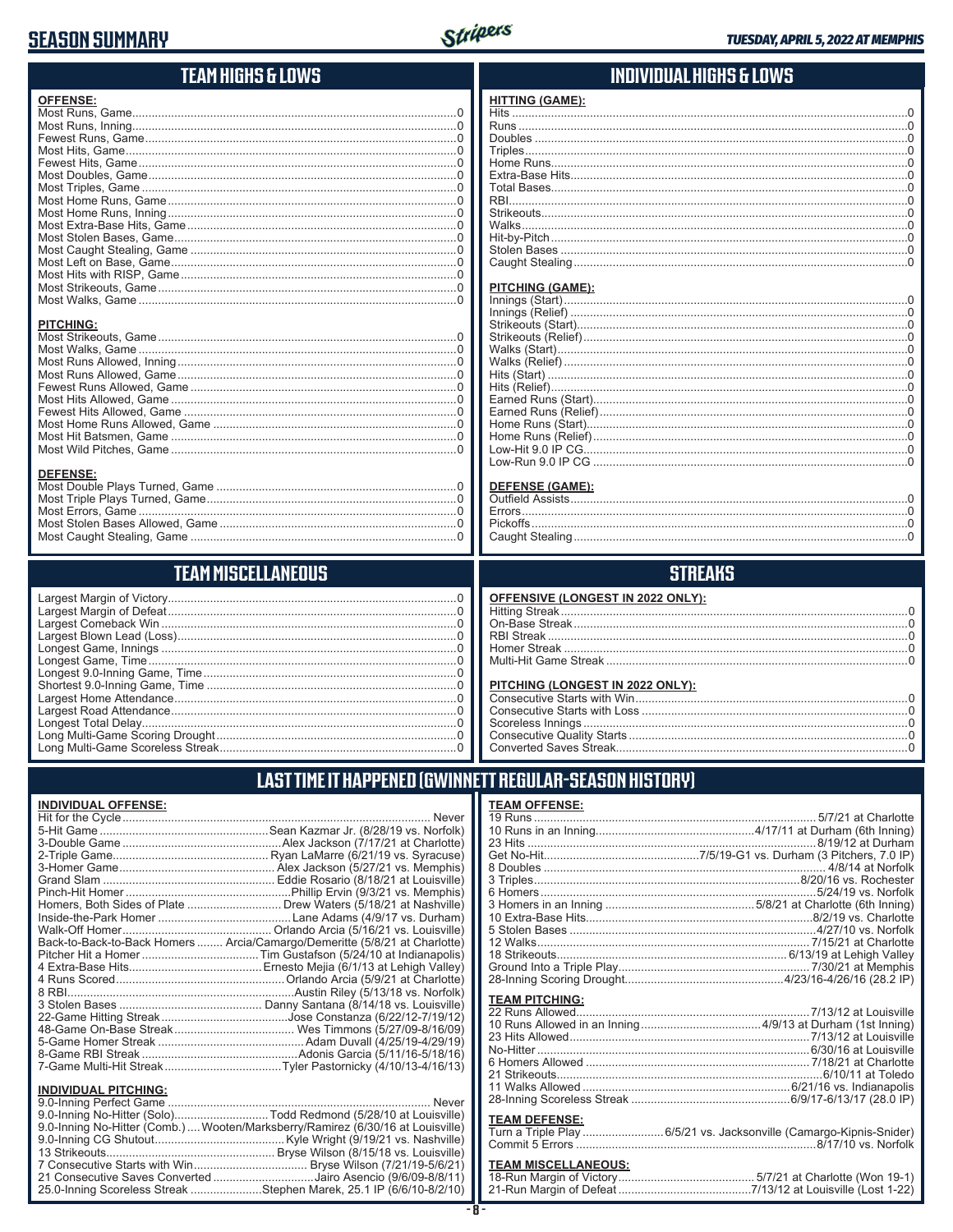# SEASON SUMMARY

## TEAM HIGHS & LOWS

**OFFENSE:**

| | |
|---|---|
| Most Runs, Game | 0 |
| Most Runs, Inning | 0 |
| Fewest Runs, Game | 0 |
| Most Hits, Game | 0 |
| Fewest Hits, Game | 0 |
| Most Doubles, Game | 0 |
| Most Triples, Game | 0 |
| Most Home Runs, Game | 0 |
| Most Home Runs, Inning | 0 |
| Most Extra-Base Hits, Game | 0 |
| Most Stolen Bases, Game | 0 |
| Most Caught Stealing, Game | 0 |
| Most Left on Base, Game | 0 |
| Most Hits with RISP, Game | 0 |
| Most Strikeouts, Game | 0 |
| Most Walks, Game | 0 |

**PITCHING:**

| | |
|---|---|
| Most Strikeouts, Game | 0 |
| Most Walks, Game | 0 |
| Most Runs Allowed, Inning | 0 |
| Most Runs Allowed, Game | 0 |
| Fewest Runs Allowed, Game | 0 |
| Most Hits Allowed, Game | 0 |
| Fewest Hits Allowed, Game | 0 |
| Most Home Runs Allowed, Game | 0 |
| Most Hit Batsmen, Game | 0 |
| Most Wild Pitches, Game | 0 |

**DEFENSE:**

| | |
|---|---|
| Most Double Plays Turned, Game | 0 |
| Most Triple Plays Turned, Game | 0 |
| Most Errors, Game | 0 |
| Most Stolen Bases Allowed, Game | 0 |
| Most Caught Stealing, Game | 0 |

## INDIVIDUAL HIGHS & LOWS

**HITTING (GAME):**

| | |
|---|---|
| Hits | 0 |
| Runs | 0 |
| Doubles | 0 |
| Triples | 0 |
| Home Runs | 0 |
| Extra-Base Hits | 0 |
| Total Bases | 0 |
| RBI | 0 |
| Strikeouts | 0 |
| Walks | 0 |
| Hit-by-Pitch | 0 |
| Stolen Bases | 0 |
| Caught Stealing | 0 |

**PITCHING (GAME):**

| | |
|---|---|
| Innings (Start) | 0 |
| Innings (Relief) | 0 |
| Strikeouts (Start) | 0 |
| Strikeouts (Relief) | 0 |
| Walks (Start) | 0 |
| Walks (Relief) | 0 |
| Hits (Start) | 0 |
| Hits (Relief) | 0 |
| Earned Runs (Start) | 0 |
| Earned Runs (Relief) | 0 |
| Home Runs (Start) | 0 |
| Home Runs (Relief) | 0 |
| Low-Hit 9.0 IP CG | 0 |
| Low-Run 9.0 IP CG | 0 |

**DEFENSE (GAME):**

| | |
|---|---|
| Outfield Assists | 0 |
| Errors | 0 |
| Pickoffs | 0 |
| Caught Stealing | 0 |

## TEAM MISCELLANEOUS

| | |
|---|---|
| Largest Margin of Victory | 0 |
| Largest Margin of Defeat | 0 |
| Largest Comeback Win | 0 |
| Largest Blown Lead (Loss) | 0 |
| Longest Game, Innings | 0 |
| Longest Game, Time | 0 |
| Longest 9.0-Inning Game, Time | 0 |
| Shortest 9.0-Inning Game, Time | 0 |
| Largest Home Attendance | 0 |
| Largest Road Attendance | 0 |
| Longest Total Delay | 0 |
| Long Multi-Game Scoring Drought | 0 |
| Long Multi-Game Scoreless Streak | 0 |

## STREAKS

**OFFENSIVE (LONGEST IN 2022 ONLY):**

| | |
|---|---|
| Hitting Streak | 0 |
| On-Base Streak | 0 |
| RBI Streak | 0 |
| Homer Streak | 0 |
| Multi-Hit Game Streak | 0 |

**PITCHING (LONGEST IN 2022 ONLY):**

| | |
|---|---|
| Consecutive Starts with Win | 0 |
| Consecutive Starts with Loss | 0 |
| Scoreless Innings | 0 |
| Consecutive Quality Starts | 0 |
| Converted Saves Streak | 0 |

## LAST TIME IT HAPPENED (GWINNETT REGULAR-SEASON HISTORY)

**INDIVIDUAL OFFENSE:**

| | |
|---|---|
| Hit for the Cycle | Never |
| 5-Hit Game | Sean Kazmar Jr. (8/28/19 vs. Norfolk) |
| 3-Double Game | Alex Jackson (7/17/21 at Charlotte) |
| 2-Triple Game | Ryan LaMarre (6/21/19 vs. Syracuse) |
| 3-Homer Game | Alex Jackson (5/27/21 vs. Memphis) |
| Grand Slam | Eddie Rosario (8/18/21 at Louisville) |
| Pinch-Hit Homer | Phillip Ervin (9/3/21 vs. Memphis) |
| Homers, Both Sides of Plate | Drew Waters (5/18/21 at Nashville) |
| Inside-the-Park Homer | Lane Adams (4/9/17 vs. Durham) |
| Walk-Off Homer | Orlando Arcia (5/16/21 vs. Louisville) |
| Back-to-Back-to-Back Homers | Arcia/Camargo/Demeritte (5/8/21 at Charlotte) |
| Pitcher Hit a Homer | Tim Gustafson (5/24/10 at Indianapolis) |
| 4 Extra-Base Hits | Ernesto Mejia (6/1/13 at Lehigh Valley) |
| 4 Runs Scored | Orlando Arcia (5/9/21 at Charlotte) |
| 8 RBI | Austin Riley (5/13/18 vs. Norfolk) |
| 3 Stolen Bases | Danny Santana (8/14/18 vs. Louisville) |
| 22-Game Hitting Streak | Jose Constanza (6/22/12-7/19/12) |
| 48-Game On-Base Streak | Wes Timmons (5/27/09-8/16/09) |
| 5-Game Homer Streak | Adam Duvall (4/25/19-4/29/19) |
| 8-Game RBI Streak | Adonis Garcia (5/11/16-5/18/16) |
| 7-Game Multi-Hit Streak | Tyler Pastornicky (4/10/13-4/16/13) |

**INDIVIDUAL PITCHING:**

| | |
|---|---|
| 9.0-Inning Perfect Game | Never |
| 9.0-Inning No-Hitter (Solo) | Todd Redmond (5/28/10 at Louisville) |
| 9.0-Inning No-Hitter (Comb.) | Wooten/Marksberry/Ramirez (6/30/16 at Louisville) |
| 9.0-Inning CG Shutout | Kyle Wright (9/19/21 vs. Nashville) |
| 13 Strikeouts | Bryse Wilson (8/15/18 vs. Louisville) |
| 7 Consecutive Starts with Win | Bryse Wilson (7/21/19-5/6/21) |
| 21 Consecutive Saves Converted | Jairo Asencio (9/6/09-8/8/11) |
| 25.0-Inning Scoreless Streak | Stephen Marek, 25.1 IP (6/6/10-8/2/10) |

**TEAM OFFENSE:**

| | |
|---|---|
| 19 Runs | 5/7/21 at Charlotte |
| 10 Runs in an Inning | 4/17/11 at Durham (6th Inning) |
| 23 Hits | 8/19/12 at Durham |
| Get No-Hit | 7/5/19-G1 vs. Durham (3 Pitchers, 7.0 IP) |
| 8 Doubles | 4/8/14 at Norfolk |
| 3 Triples | 8/20/16 vs. Rochester |
| 6 Homers | 5/24/19 vs. Norfolk |
| 3 Homers in an Inning | 5/8/21 at Charlotte (6th Inning) |
| 10 Extra-Base Hits | 8/2/19 vs. Charlotte |
| 5 Stolen Bases | 4/27/10 vs. Norfolk |
| 12 Walks | 7/15/21 at Charlotte |
| 18 Strikeouts | 6/13/19 at Lehigh Valley |
| Ground Into a Triple Play | 7/30/21 at Memphis |
| 28-Inning Scoring Drought | 4/23/16-4/26/16 (28.2 IP) |

**TEAM PITCHING:**

| | |
|---|---|
| 22 Runs Allowed | 7/13/12 at Louisville |
| 10 Runs Allowed in an Inning | 4/9/13 at Durham (1st Inning) |
| 23 Hits Allowed | 7/13/12 at Louisville |
| No-Hitter | 6/30/16 at Louisville |
| 6 Homers Allowed | 7/18/21 at Charlotte |
| 21 Strikeouts | 6/10/11 at Toledo |
| 11 Walks Allowed | 6/21/16 vs. Indianapolis |
| 28-Inning Scoreless Streak | 6/9/17-6/13/17 (28.0 IP) |

**TEAM DEFENSE:**

| | |
|---|---|
| Turn a Triple Play | 6/5/21 vs. Jacksonville (Camargo-Kipnis-Snider) |
| Commit 5 Errors | 8/17/10 vs. Norfolk |

**TEAM MISCELLANEOUS:**

| | |
|---|---|
| 18-Run Margin of Victory | 5/7/21 at Charlotte (Won 19-1) |
| 21-Run Margin of Defeat | 7/13/12 at Louisville (Lost 1-22) |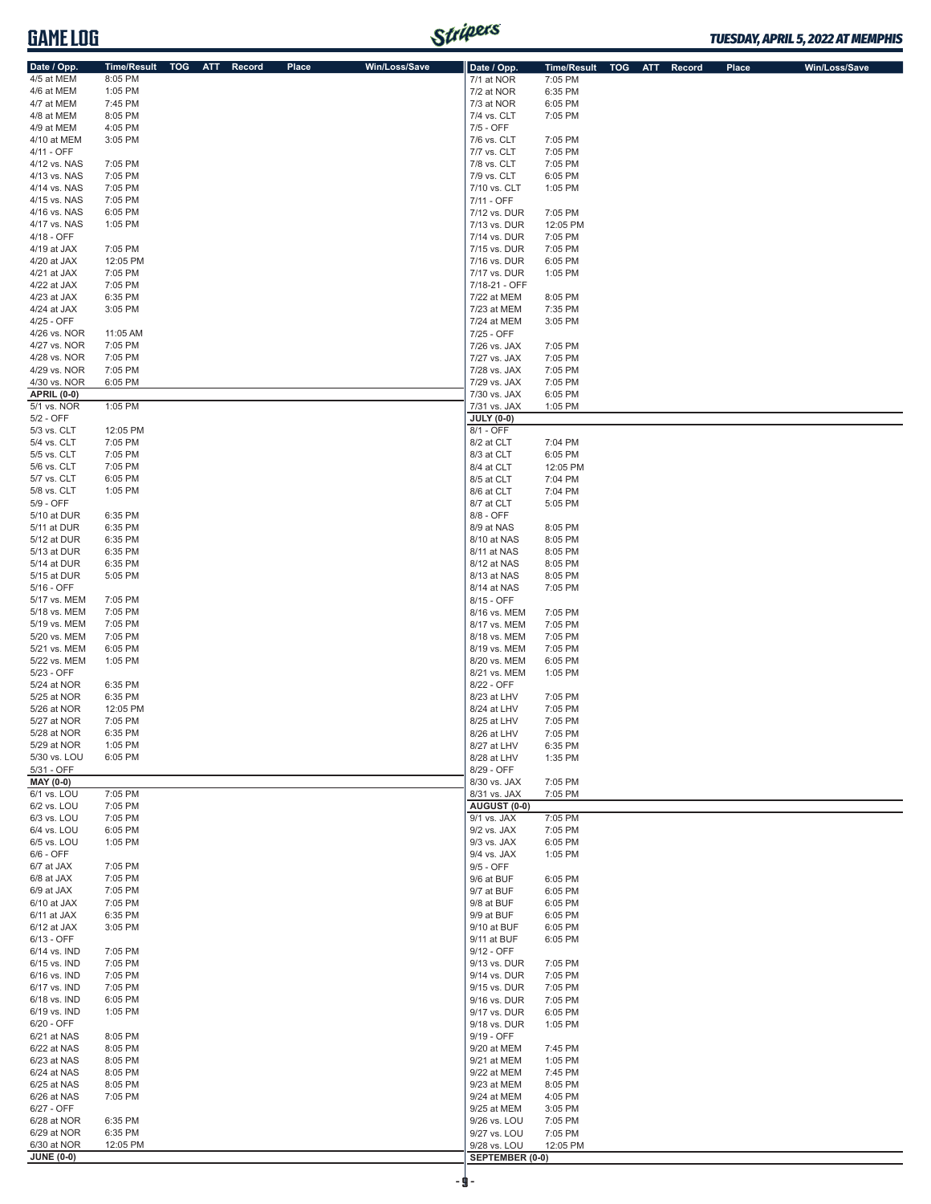# GAME LOG

*TUESDAY, APRIL 5, 2022 AT MEMPHIS*

| Date / Opp. | Time/Result | TOG | ATT | Record | Place | Win/Loss/Save |
|---|---|---|---|---|---|---|
| 4/5 at MEM | 8:05 PM | | | | | |
| 4/6 at MEM | 1:05 PM | | | | | |
| 4/7 at MEM | 7:45 PM | | | | | |
| 4/8 at MEM | 8:05 PM | | | | | |
| 4/9 at MEM | 4:05 PM | | | | | |
| 4/10 at MEM | 3:05 PM | | | | | |
| 4/11 - OFF | | | | | | |
| 4/12 vs. NAS | 7:05 PM | | | | | |
| 4/13 vs. NAS | 7:05 PM | | | | | |
| 4/14 vs. NAS | 7:05 PM | | | | | |
| 4/15 vs. NAS | 7:05 PM | | | | | |
| 4/16 vs. NAS | 6:05 PM | | | | | |
| 4/17 vs. NAS | 1:05 PM | | | | | |
| 4/18 - OFF | | | | | | |
| 4/19 at JAX | 7:05 PM | | | | | |
| 4/20 at JAX | 12:05 PM | | | | | |
| 4/21 at JAX | 7:05 PM | | | | | |
| 4/22 at JAX | 7:05 PM | | | | | |
| 4/23 at JAX | 6:35 PM | | | | | |
| 4/24 at JAX | 3:05 PM | | | | | |
| 4/25 - OFF | | | | | | |
| 4/26 vs. NOR | 11:05 AM | | | | | |
| 4/27 vs. NOR | 7:05 PM | | | | | |
| 4/28 vs. NOR | 7:05 PM | | | | | |
| 4/29 vs. NOR | 7:05 PM | | | | | |
| 4/30 vs. NOR | 6:05 PM | | | | | |
| **APRIL (0-0)** | | | | | | |
| 5/1 vs. NOR | 1:05 PM | | | | | |
| 5/2 - OFF | | | | | | |
| 5/3 vs. CLT | 12:05 PM | | | | | |
| 5/4 vs. CLT | 7:05 PM | | | | | |
| 5/5 vs. CLT | 7:05 PM | | | | | |
| 5/6 vs. CLT | 7:05 PM | | | | | |
| 5/7 vs. CLT | 6:05 PM | | | | | |
| 5/8 vs. CLT | 1:05 PM | | | | | |
| 5/9 - OFF | | | | | | |
| 5/10 at DUR | 6:35 PM | | | | | |
| 5/11 at DUR | 6:35 PM | | | | | |
| 5/12 at DUR | 6:35 PM | | | | | |
| 5/13 at DUR | 6:35 PM | | | | | |
| 5/14 at DUR | 6:35 PM | | | | | |
| 5/15 at DUR | 5:05 PM | | | | | |
| 5/16 - OFF | | | | | | |
| 5/17 vs. MEM | 7:05 PM | | | | | |
| 5/18 vs. MEM | 7:05 PM | | | | | |
| 5/19 vs. MEM | 7:05 PM | | | | | |
| 5/20 vs. MEM | 7:05 PM | | | | | |
| 5/21 vs. MEM | 6:05 PM | | | | | |
| 5/22 vs. MEM | 1:05 PM | | | | | |
| 5/23 - OFF | | | | | | |
| 5/24 at NOR | 6:35 PM | | | | | |
| 5/25 at NOR | 6:35 PM | | | | | |
| 5/26 at NOR | 12:05 PM | | | | | |
| 5/27 at NOR | 7:05 PM | | | | | |
| 5/28 at NOR | 6:35 PM | | | | | |
| 5/29 at NOR | 1:05 PM | | | | | |
| 5/30 vs. LOU | 6:05 PM | | | | | |
| 5/31 - OFF | | | | | | |
| **MAY (0-0)** | | | | | | |
| 6/1 vs. LOU | 7:05 PM | | | | | |
| 6/2 vs. LOU | 7:05 PM | | | | | |
| 6/3 vs. LOU | 7:05 PM | | | | | |
| 6/4 vs. LOU | 6:05 PM | | | | | |
| 6/5 vs. LOU | 1:05 PM | | | | | |
| 6/6 - OFF | | | | | | |
| 6/7 at JAX | 7:05 PM | | | | | |
| 6/8 at JAX | 7:05 PM | | | | | |
| 6/9 at JAX | 7:05 PM | | | | | |
| 6/10 at JAX | 7:05 PM | | | | | |
| 6/11 at JAX | 6:35 PM | | | | | |
| 6/12 at JAX | 3:05 PM | | | | | |
| 6/13 - OFF | | | | | | |
| 6/14 vs. IND | 7:05 PM | | | | | |
| 6/15 vs. IND | 7:05 PM | | | | | |
| 6/16 vs. IND | 7:05 PM | | | | | |
| 6/17 vs. IND | 7:05 PM | | | | | |
| 6/18 vs. IND | 6:05 PM | | | | | |
| 6/19 vs. IND | 1:05 PM | | | | | |
| 6/20 - OFF | | | | | | |
| 6/21 at NAS | 8:05 PM | | | | | |
| 6/22 at NAS | 8:05 PM | | | | | |
| 6/23 at NAS | 8:05 PM | | | | | |
| 6/24 at NAS | 8:05 PM | | | | | |
| 6/25 at NAS | 8:05 PM | | | | | |
| 6/26 at NAS | 7:05 PM | | | | | |
| 6/27 - OFF | | | | | | |
| 6/28 at NOR | 6:35 PM | | | | | |
| 6/29 at NOR | 6:35 PM | | | | | |
| 6/30 at NOR | 12:05 PM | | | | | |
| **JUNE (0-0)** | | | | | | |

| Date / Opp. | Time/Result | TOG | ATT | Record | Place | Win/Loss/Save |
|---|---|---|---|---|---|---|
| 7/1 at NOR | 7:05 PM | | | | | |
| 7/2 at NOR | 6:35 PM | | | | | |
| 7/3 at NOR | 6:05 PM | | | | | |
| 7/4 vs. CLT | 7:05 PM | | | | | |
| 7/5 - OFF | | | | | | |
| 7/6 vs. CLT | 7:05 PM | | | | | |
| 7/7 vs. CLT | 7:05 PM | | | | | |
| 7/8 vs. CLT | 7:05 PM | | | | | |
| 7/9 vs. CLT | 6:05 PM | | | | | |
| 7/10 vs. CLT | 1:05 PM | | | | | |
| 7/11 - OFF | | | | | | |
| 7/12 vs. DUR | 7:05 PM | | | | | |
| 7/13 vs. DUR | 12:05 PM | | | | | |
| 7/14 vs. DUR | 7:05 PM | | | | | |
| 7/15 vs. DUR | 7:05 PM | | | | | |
| 7/16 vs. DUR | 6:05 PM | | | | | |
| 7/17 vs. DUR | 1:05 PM | | | | | |
| 7/18-21 - OFF | | | | | | |
| 7/22 at MEM | 8:05 PM | | | | | |
| 7/23 at MEM | 7:35 PM | | | | | |
| 7/24 at MEM | 3:05 PM | | | | | |
| 7/25 - OFF | | | | | | |
| 7/26 vs. JAX | 7:05 PM | | | | | |
| 7/27 vs. JAX | 7:05 PM | | | | | |
| 7/28 vs. JAX | 7:05 PM | | | | | |
| 7/29 vs. JAX | 7:05 PM | | | | | |
| 7/30 vs. JAX | 6:05 PM | | | | | |
| 7/31 vs. JAX | 1:05 PM | | | | | |
| **JULY (0-0)** | | | | | | |
| 8/1 - OFF | | | | | | |
| 8/2 at CLT | 7:04 PM | | | | | |
| 8/3 at CLT | 6:05 PM | | | | | |
| 8/4 at CLT | 12:05 PM | | | | | |
| 8/5 at CLT | 7:04 PM | | | | | |
| 8/6 at CLT | 7:04 PM | | | | | |
| 8/7 at CLT | 5:05 PM | | | | | |
| 8/8 - OFF | | | | | | |
| 8/9 at NAS | 8:05 PM | | | | | |
| 8/10 at NAS | 8:05 PM | | | | | |
| 8/11 at NAS | 8:05 PM | | | | | |
| 8/12 at NAS | 8:05 PM | | | | | |
| 8/13 at NAS | 8:05 PM | | | | | |
| 8/14 at NAS | 7:05 PM | | | | | |
| 8/15 - OFF | | | | | | |
| 8/16 vs. MEM | 7:05 PM | | | | | |
| 8/17 vs. MEM | 7:05 PM | | | | | |
| 8/18 vs. MEM | 7:05 PM | | | | | |
| 8/19 vs. MEM | 7:05 PM | | | | | |
| 8/20 vs. MEM | 6:05 PM | | | | | |
| 8/21 vs. MEM | 1:05 PM | | | | | |
| 8/22 - OFF | | | | | | |
| 8/23 at LHV | 7:05 PM | | | | | |
| 8/24 at LHV | 7:05 PM | | | | | |
| 8/25 at LHV | 7:05 PM | | | | | |
| 8/26 at LHV | 7:05 PM | | | | | |
| 8/27 at LHV | 6:35 PM | | | | | |
| 8/28 at LHV | 1:35 PM | | | | | |
| 8/29 - OFF | | | | | | |
| 8/30 vs. JAX | 7:05 PM | | | | | |
| 8/31 vs. JAX | 7:05 PM | | | | | |
| **AUGUST (0-0)** | | | | | | |
| 9/1 vs. JAX | 7:05 PM | | | | | |
| 9/2 vs. JAX | 7:05 PM | | | | | |
| 9/3 vs. JAX | 6:05 PM | | | | | |
| 9/4 vs. JAX | 1:05 PM | | | | | |
| 9/5 - OFF | | | | | | |
| 9/6 at BUF | 6:05 PM | | | | | |
| 9/7 at BUF | 6:05 PM | | | | | |
| 9/8 at BUF | 6:05 PM | | | | | |
| 9/9 at BUF | 6:05 PM | | | | | |
| 9/10 at BUF | 6:05 PM | | | | | |
| 9/11 at BUF | 6:05 PM | | | | | |
| 9/12 - OFF | | | | | | |
| 9/13 vs. DUR | 7:05 PM | | | | | |
| 9/14 vs. DUR | 7:05 PM | | | | | |
| 9/15 vs. DUR | 7:05 PM | | | | | |
| 9/16 vs. DUR | 7:05 PM | | | | | |
| 9/17 vs. DUR | 6:05 PM | | | | | |
| 9/18 vs. DUR | 1:05 PM | | | | | |
| 9/19 - OFF | | | | | | |
| 9/20 at MEM | 7:45 PM | | | | | |
| 9/21 at MEM | 1:05 PM | | | | | |
| 9/22 at MEM | 7:45 PM | | | | | |
| 9/23 at MEM | 8:05 PM | | | | | |
| 9/24 at MEM | 4:05 PM | | | | | |
| 9/25 at MEM | 3:05 PM | | | | | |
| 9/26 vs. LOU | 7:05 PM | | | | | |
| 9/27 vs. LOU | 7:05 PM | | | | | |
| 9/28 vs. LOU | 12:05 PM | | | | | |
| **SEPTEMBER (0-0)** | | | | | | |